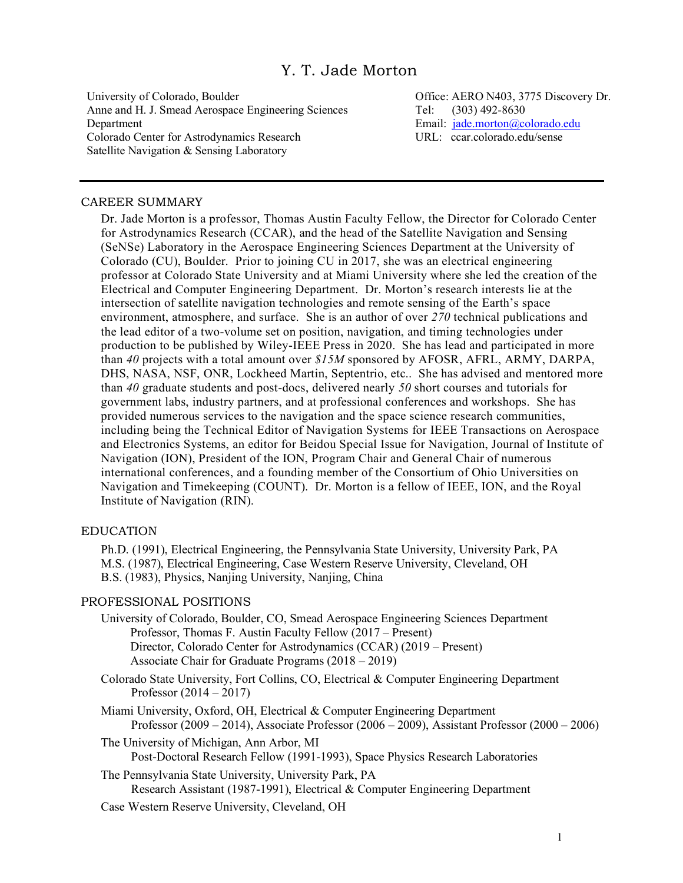# Y. T. Jade Morton

University of Colorado, Boulder
Anne and H. J. Smead Aerospace Engineering Sciences Department
Colorado Center for Astrodynamics Research
Satellite Navigation & Sensing Laboratory

Office: AERO N403, 3775 Discovery Dr.
Tel: (303) 492-8630
Email: jade.morton@colorado.edu
URL: ccar.colorado.edu/sense

---

## CAREER SUMMARY

Dr. Jade Morton is a professor, Thomas Austin Faculty Fellow, the Director for Colorado Center for Astrodynamics Research (CCAR), and the head of the Satellite Navigation and Sensing (SeNSe) Laboratory in the Aerospace Engineering Sciences Department at the University of Colorado (CU), Boulder. Prior to joining CU in 2017, she was an electrical engineering professor at Colorado State University and at Miami University where she led the creation of the Electrical and Computer Engineering Department. Dr. Morton's research interests lie at the intersection of satellite navigation technologies and remote sensing of the Earth's space environment, atmosphere, and surface. She is an author of over *270* technical publications and the lead editor of a two-volume set on position, navigation, and timing technologies under production to be published by Wiley-IEEE Press in 2020. She has lead and participated in more than *40* projects with a total amount over *$15M* sponsored by AFOSR, AFRL, ARMY, DARPA, DHS, NASA, NSF, ONR, Lockheed Martin, Septentrio, etc.. She has advised and mentored more than *40* graduate students and post-docs, delivered nearly *50* short courses and tutorials for government labs, industry partners, and at professional conferences and workshops. She has provided numerous services to the navigation and the space science research communities, including being the Technical Editor of Navigation Systems for IEEE Transactions on Aerospace and Electronics Systems, an editor for Beidou Special Issue for Navigation, Journal of Institute of Navigation (ION), President of the ION, Program Chair and General Chair of numerous international conferences, and a founding member of the Consortium of Ohio Universities on Navigation and Timekeeping (COUNT). Dr. Morton is a fellow of IEEE, ION, and the Royal Institute of Navigation (RIN).

## EDUCATION

Ph.D. (1991), Electrical Engineering, the Pennsylvania State University, University Park, PA
M.S. (1987), Electrical Engineering, Case Western Reserve University, Cleveland, OH
B.S. (1983), Physics, Nanjing University, Nanjing, China

## PROFESSIONAL POSITIONS

University of Colorado, Boulder, CO, Smead Aerospace Engineering Sciences Department
- Professor, Thomas F. Austin Faculty Fellow (2017 – Present)
- Director, Colorado Center for Astrodynamics (CCAR) (2019 – Present)
- Associate Chair for Graduate Programs (2018 – 2019)

Colorado State University, Fort Collins, CO, Electrical & Computer Engineering Department
- Professor (2014 – 2017)

Miami University, Oxford, OH, Electrical & Computer Engineering Department
- Professor (2009 – 2014), Associate Professor (2006 – 2009), Assistant Professor (2000 – 2006)

The University of Michigan, Ann Arbor, MI
- Post-Doctoral Research Fellow (1991-1993), Space Physics Research Laboratories

The Pennsylvania State University, University Park, PA
- Research Assistant (1987-1991), Electrical & Computer Engineering Department

Case Western Reserve University, Cleveland, OH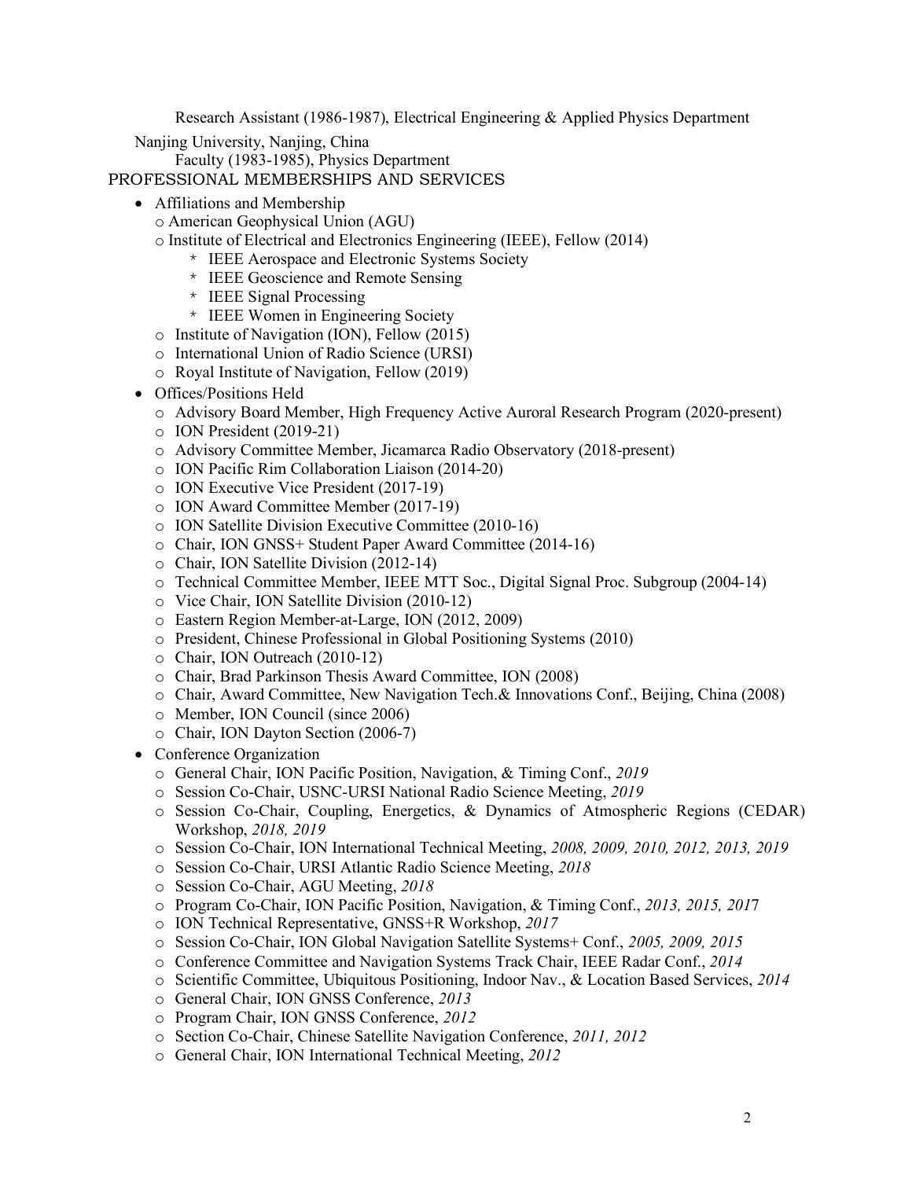Research Assistant (1986-1987), Electrical Engineering & Applied Physics Department

Nanjing University, Nanjing, China
Faculty (1983-1985), Physics Department

## PROFESSIONAL MEMBERSHIPS AND SERVICES

- Affiliations and Membership
  - American Geophysical Union (AGU)
  - Institute of Electrical and Electronics Engineering (IEEE), Fellow (2014)
    - IEEE Aerospace and Electronic Systems Society
    - IEEE Geoscience and Remote Sensing
    - IEEE Signal Processing
    - IEEE Women in Engineering Society
  - Institute of Navigation (ION), Fellow (2015)
  - International Union of Radio Science (URSI)
  - Royal Institute of Navigation, Fellow (2019)
- Offices/Positions Held
  - Advisory Board Member, High Frequency Active Auroral Research Program (2020-present)
  - ION President (2019-21)
  - Advisory Committee Member, Jicamarca Radio Observatory (2018-present)
  - ION Pacific Rim Collaboration Liaison (2014-20)
  - ION Executive Vice President (2017-19)
  - ION Award Committee Member (2017-19)
  - ION Satellite Division Executive Committee (2010-16)
  - Chair, ION GNSS+ Student Paper Award Committee (2014-16)
  - Chair, ION Satellite Division (2012-14)
  - Technical Committee Member, IEEE MTT Soc., Digital Signal Proc. Subgroup (2004-14)
  - Vice Chair, ION Satellite Division (2010-12)
  - Eastern Region Member-at-Large, ION (2012, 2009)
  - President, Chinese Professional in Global Positioning Systems (2010)
  - Chair, ION Outreach (2010-12)
  - Chair, Brad Parkinson Thesis Award Committee, ION (2008)
  - Chair, Award Committee, New Navigation Tech.& Innovations Conf., Beijing, China (2008)
  - Member, ION Council (since 2006)
  - Chair, ION Dayton Section (2006-7)
- Conference Organization
  - General Chair, ION Pacific Position, Navigation, & Timing Conf., *2019*
  - Session Co-Chair, USNC-URSI National Radio Science Meeting, *2019*
  - Session Co-Chair, Coupling, Energetics, & Dynamics of Atmospheric Regions (CEDAR) Workshop, *2018, 2019*
  - Session Co-Chair, ION International Technical Meeting, *2008, 2009, 2010, 2012, 2013, 2019*
  - Session Co-Chair, URSI Atlantic Radio Science Meeting, *2018*
  - Session Co-Chair, AGU Meeting, *2018*
  - Program Co-Chair, ION Pacific Position, Navigation, & Timing Conf., *2013, 2015, 2017*
  - ION Technical Representative, GNSS+R Workshop, *2017*
  - Session Co-Chair, ION Global Navigation Satellite Systems+ Conf., *2005, 2009, 2015*
  - Conference Committee and Navigation Systems Track Chair, IEEE Radar Conf., *2014*
  - Scientific Committee, Ubiquitous Positioning, Indoor Nav., & Location Based Services, *2014*
  - General Chair, ION GNSS Conference, *2013*
  - Program Chair, ION GNSS Conference, *2012*
  - Section Co-Chair, Chinese Satellite Navigation Conference, *2011, 2012*
  - General Chair, ION International Technical Meeting, *2012*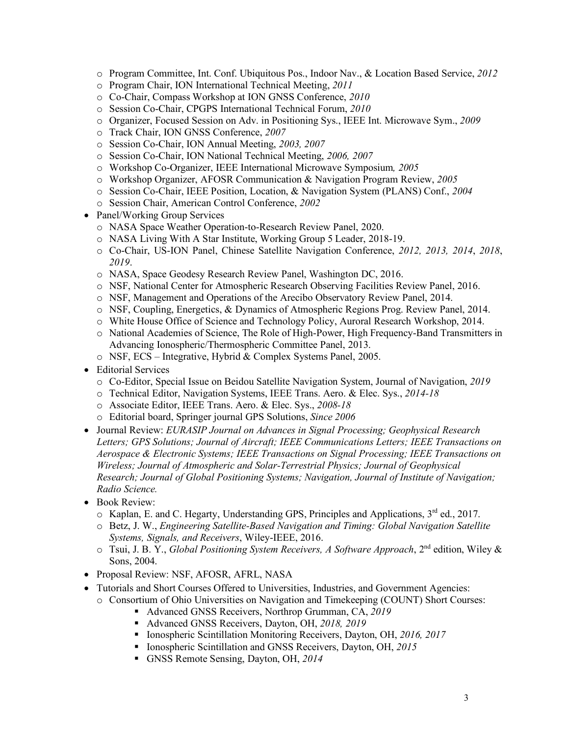- Program Committee, Int. Conf. Ubiquitous Pos., Indoor Nav., & Location Based Service, *2012*
  - Program Chair, ION International Technical Meeting, *2011*
  - Co-Chair, Compass Workshop at ION GNSS Conference, *2010*
  - Session Co-Chair, CPGPS International Technical Forum, *2010*
  - Organizer, Focused Session on Adv. in Positioning Sys., IEEE Int. Microwave Sym., *2009*
  - Track Chair, ION GNSS Conference, *2007*
  - Session Co-Chair, ION Annual Meeting, *2003, 2007*
  - Session Co-Chair, ION National Technical Meeting, *2006, 2007*
  - Workshop Co-Organizer, IEEE International Microwave Symposium*, 2005*
  - Workshop Organizer, AFOSR Communication & Navigation Program Review, *2005*
  - Session Co-Chair, IEEE Position, Location, & Navigation System (PLANS) Conf., *2004*
  - Session Chair, American Control Conference, *2002*
- Panel/Working Group Services
  - NASA Space Weather Operation-to-Research Review Panel, 2020.
  - NASA Living With A Star Institute, Working Group 5 Leader, 2018-19.
  - Co-Chair, US-ION Panel, Chinese Satellite Navigation Conference, *2012, 2013, 2014*, *2018*, *2019*.
  - NASA, Space Geodesy Research Review Panel, Washington DC, 2016.
  - NSF, National Center for Atmospheric Research Observing Facilities Review Panel, 2016.
  - NSF, Management and Operations of the Arecibo Observatory Review Panel, 2014.
  - NSF, Coupling, Energetics, & Dynamics of Atmospheric Regions Prog. Review Panel, 2014.
  - White House Office of Science and Technology Policy, Auroral Research Workshop, 2014.
  - National Academies of Science, The Role of High-Power, High Frequency-Band Transmitters in Advancing Ionospheric/Thermospheric Committee Panel, 2013.
  - NSF, ECS – Integrative, Hybrid & Complex Systems Panel, 2005.
- Editorial Services
  - Co-Editor, Special Issue on Beidou Satellite Navigation System, Journal of Navigation, *2019*
  - Technical Editor, Navigation Systems, IEEE Trans. Aero. & Elec. Sys., *2014-18*
  - Associate Editor, IEEE Trans. Aero. & Elec. Sys., *2008-18*
  - Editorial board, Springer journal GPS Solutions, *Since 2006*
- Journal Review: *EURASIP Journal on Advances in Signal Processing; Geophysical Research Letters; GPS Solutions; Journal of Aircraft; IEEE Communications Letters; IEEE Transactions on Aerospace & Electronic Systems; IEEE Transactions on Signal Processing; IEEE Transactions on Wireless; Journal of Atmospheric and Solar-Terrestrial Physics; Journal of Geophysical Research; Journal of Global Positioning Systems; Navigation, Journal of Institute of Navigation; Radio Science.*
- Book Review:
  - Kaplan, E. and C. Hegarty, Understanding GPS, Principles and Applications, 3rd ed., 2017.
  - Betz, J. W., *Engineering Satellite-Based Navigation and Timing: Global Navigation Satellite Systems, Signals, and Receivers*, Wiley-IEEE, 2016.
  - Tsui, J. B. Y., *Global Positioning System Receivers, A Software Approach*, 2nd edition, Wiley & Sons, 2004.
- Proposal Review: NSF, AFOSR, AFRL, NASA
- Tutorials and Short Courses Offered to Universities, Industries, and Government Agencies:
  - Consortium of Ohio Universities on Navigation and Timekeeping (COUNT) Short Courses:
    - Advanced GNSS Receivers, Northrop Grumman, CA, *2019*
    - Advanced GNSS Receivers, Dayton, OH, *2018, 2019*
    - Ionospheric Scintillation Monitoring Receivers, Dayton, OH, *2016, 2017*
    - Ionospheric Scintillation and GNSS Receivers, Dayton, OH, *2015*
    - GNSS Remote Sensing, Dayton, OH, *2014*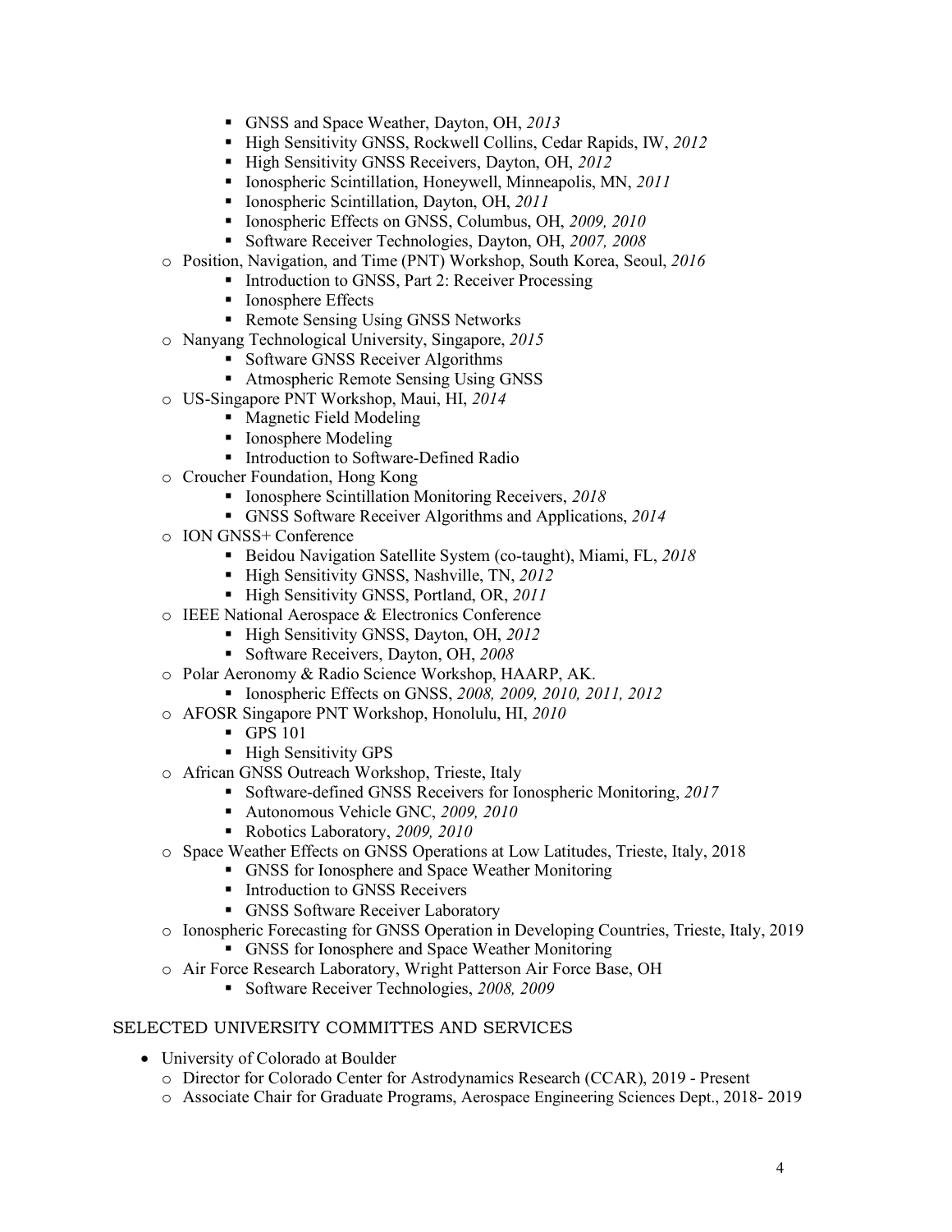- GNSS and Space Weather, Dayton, OH, *2013*
        - High Sensitivity GNSS, Rockwell Collins, Cedar Rapids, IW, *2012*
        - High Sensitivity GNSS Receivers, Dayton, OH, *2012*
        - Ionospheric Scintillation, Honeywell, Minneapolis, MN, *2011*
        - Ionospheric Scintillation, Dayton, OH, *2011*
        - Ionospheric Effects on GNSS, Columbus, OH, *2009, 2010*
        - Software Receiver Technologies, Dayton, OH, *2007, 2008*
    - Position, Navigation, and Time (PNT) Workshop, South Korea, Seoul, *2016*
        - Introduction to GNSS, Part 2: Receiver Processing
        - Ionosphere Effects
        - Remote Sensing Using GNSS Networks
    - Nanyang Technological University, Singapore, *2015*
        - Software GNSS Receiver Algorithms
        - Atmospheric Remote Sensing Using GNSS
    - US-Singapore PNT Workshop, Maui, HI, *2014*
        - Magnetic Field Modeling
        - Ionosphere Modeling
        - Introduction to Software-Defined Radio
    - Croucher Foundation, Hong Kong
        - Ionosphere Scintillation Monitoring Receivers, *2018*
        - GNSS Software Receiver Algorithms and Applications, *2014*
    - ION GNSS+ Conference
        - Beidou Navigation Satellite System (co-taught), Miami, FL, *2018*
        - High Sensitivity GNSS, Nashville, TN, *2012*
        - High Sensitivity GNSS, Portland, OR, *2011*
    - IEEE National Aerospace & Electronics Conference
        - High Sensitivity GNSS, Dayton, OH, *2012*
        - Software Receivers, Dayton, OH, *2008*
    - Polar Aeronomy & Radio Science Workshop, HAARP, AK.
        - Ionospheric Effects on GNSS, *2008, 2009, 2010, 2011, 2012*
    - AFOSR Singapore PNT Workshop, Honolulu, HI, *2010*
        - GPS 101
        - High Sensitivity GPS
    - African GNSS Outreach Workshop, Trieste, Italy
        - Software-defined GNSS Receivers for Ionospheric Monitoring, *2017*
        - Autonomous Vehicle GNC, *2009, 2010*
        - Robotics Laboratory, *2009, 2010*
    - Space Weather Effects on GNSS Operations at Low Latitudes, Trieste, Italy, 2018
        - GNSS for Ionosphere and Space Weather Monitoring
        - Introduction to GNSS Receivers
        - GNSS Software Receiver Laboratory
    - Ionospheric Forecasting for GNSS Operation in Developing Countries, Trieste, Italy, 2019
        - GNSS for Ionosphere and Space Weather Monitoring
    - Air Force Research Laboratory, Wright Patterson Air Force Base, OH
        - Software Receiver Technologies, *2008, 2009*

## SELECTED UNIVERSITY COMMITTES AND SERVICES

- University of Colorado at Boulder
    - Director for Colorado Center for Astrodynamics Research (CCAR), 2019 - Present
    - Associate Chair for Graduate Programs, Aerospace Engineering Sciences Dept., 2018- 2019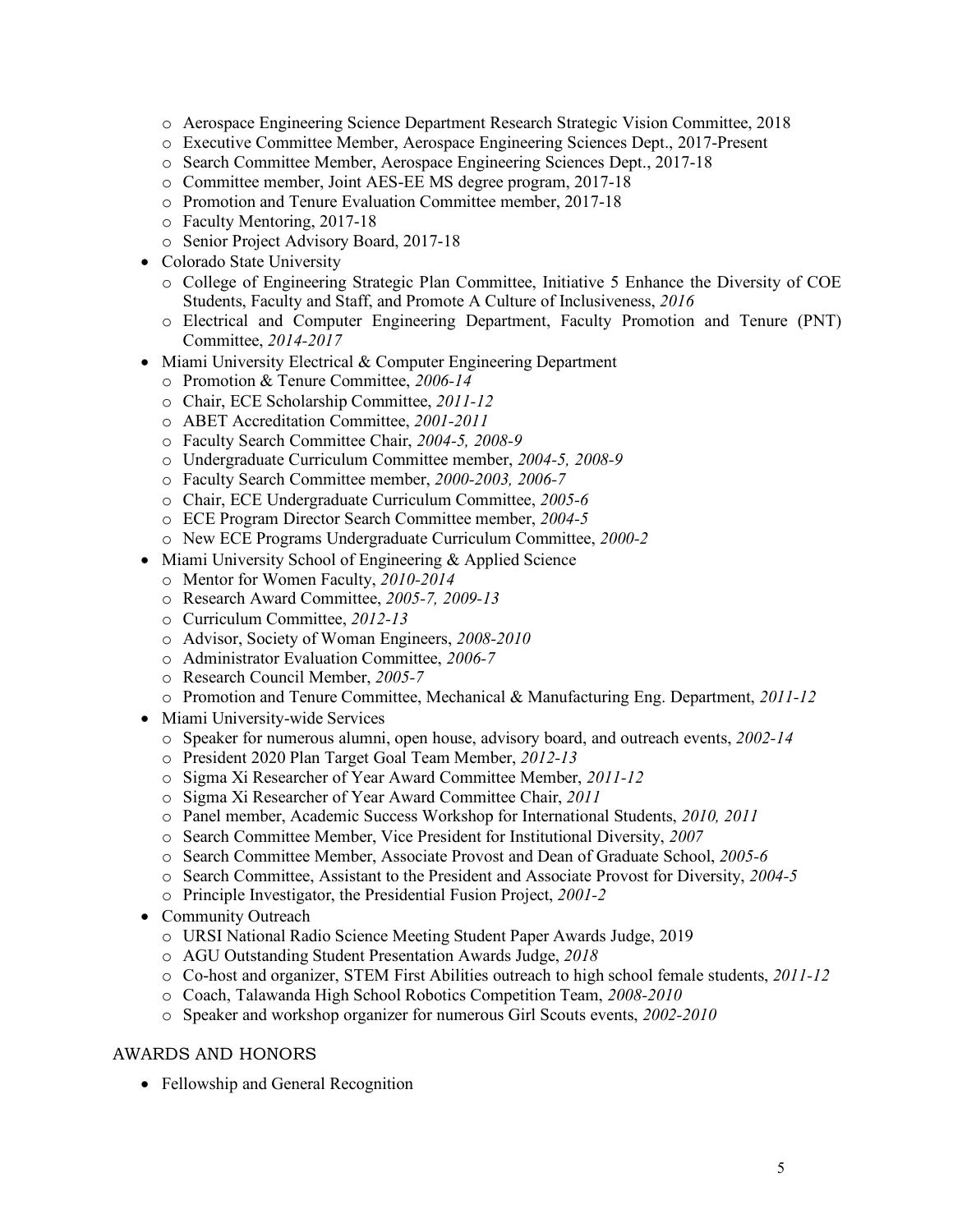- Aerospace Engineering Science Department Research Strategic Vision Committee, 2018
  - Executive Committee Member, Aerospace Engineering Sciences Dept., 2017-Present
  - Search Committee Member, Aerospace Engineering Sciences Dept., 2017-18
  - Committee member, Joint AES-EE MS degree program, 2017-18
  - Promotion and Tenure Evaluation Committee member, 2017-18
  - Faculty Mentoring, 2017-18
  - Senior Project Advisory Board, 2017-18
- Colorado State University
  - College of Engineering Strategic Plan Committee, Initiative 5 Enhance the Diversity of COE Students, Faculty and Staff, and Promote A Culture of Inclusiveness, *2016*
  - Electrical and Computer Engineering Department, Faculty Promotion and Tenure (PNT) Committee, *2014-2017*
- Miami University Electrical & Computer Engineering Department
  - Promotion & Tenure Committee, *2006-14*
  - Chair, ECE Scholarship Committee, *2011-12*
  - ABET Accreditation Committee, *2001-2011*
  - Faculty Search Committee Chair, *2004-5, 2008-9*
  - Undergraduate Curriculum Committee member, *2004-5, 2008-9*
  - Faculty Search Committee member, *2000-2003, 2006-7*
  - Chair, ECE Undergraduate Curriculum Committee, *2005-6*
  - ECE Program Director Search Committee member, *2004-5*
  - New ECE Programs Undergraduate Curriculum Committee, *2000-2*
- Miami University School of Engineering & Applied Science
  - Mentor for Women Faculty, *2010-2014*
  - Research Award Committee, *2005-7, 2009-13*
  - Curriculum Committee, *2012-13*
  - Advisor, Society of Woman Engineers, *2008-2010*
  - Administrator Evaluation Committee, *2006-7*
  - Research Council Member, *2005-7*
  - Promotion and Tenure Committee, Mechanical & Manufacturing Eng. Department, *2011-12*
- Miami University-wide Services
  - Speaker for numerous alumni, open house, advisory board, and outreach events, *2002-14*
  - President 2020 Plan Target Goal Team Member, *2012-13*
  - Sigma Xi Researcher of Year Award Committee Member, *2011-12*
  - Sigma Xi Researcher of Year Award Committee Chair, *2011*
  - Panel member, Academic Success Workshop for International Students, *2010, 2011*
  - Search Committee Member, Vice President for Institutional Diversity, *2007*
  - Search Committee Member, Associate Provost and Dean of Graduate School, *2005-6*
  - Search Committee, Assistant to the President and Associate Provost for Diversity, *2004-5*
  - Principle Investigator, the Presidential Fusion Project, *2001-2*
- Community Outreach
  - URSI National Radio Science Meeting Student Paper Awards Judge, 2019
  - AGU Outstanding Student Presentation Awards Judge, *2018*
  - Co-host and organizer, STEM First Abilities outreach to high school female students, *2011-12*
  - Coach, Talawanda High School Robotics Competition Team, *2008-2010*
  - Speaker and workshop organizer for numerous Girl Scouts events, *2002-2010*

## AWARDS AND HONORS

- Fellowship and General Recognition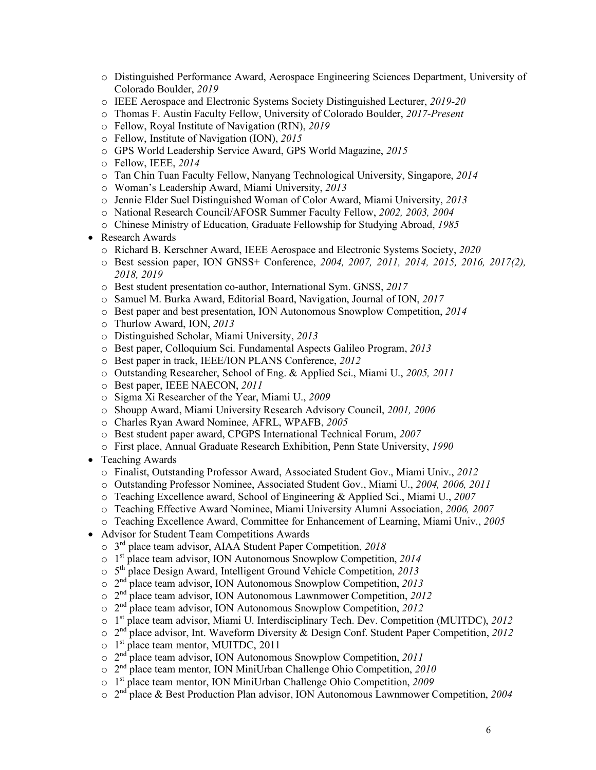- Distinguished Performance Award, Aerospace Engineering Sciences Department, University of Colorado Boulder, *2019*
  - IEEE Aerospace and Electronic Systems Society Distinguished Lecturer, *2019-20*
  - Thomas F. Austin Faculty Fellow, University of Colorado Boulder, *2017-Present*
  - Fellow, Royal Institute of Navigation (RIN), *2019*
  - Fellow, Institute of Navigation (ION), *2015*
  - GPS World Leadership Service Award, GPS World Magazine, *2015*
  - Fellow, IEEE, *2014*
  - Tan Chin Tuan Faculty Fellow, Nanyang Technological University, Singapore, *2014*
  - Woman's Leadership Award, Miami University, *2013*
  - Jennie Elder Suel Distinguished Woman of Color Award, Miami University, *2013*
  - National Research Council/AFOSR Summer Faculty Fellow, *2002, 2003, 2004*
  - Chinese Ministry of Education, Graduate Fellowship for Studying Abroad, *1985*
- Research Awards
  - Richard B. Kerschner Award, IEEE Aerospace and Electronic Systems Society, *2020*
  - Best session paper, ION GNSS+ Conference, *2004, 2007, 2011, 2014, 2015, 2016, 2017(2), 2018, 2019*
  - Best student presentation co-author, International Sym. GNSS, *2017*
  - Samuel M. Burka Award, Editorial Board, Navigation, Journal of ION, *2017*
  - Best paper and best presentation, ION Autonomous Snowplow Competition, *2014*
  - Thurlow Award, ION, *2013*
  - Distinguished Scholar, Miami University, *2013*
  - Best paper, Colloquium Sci. Fundamental Aspects Galileo Program, *2013*
  - Best paper in track, IEEE/ION PLANS Conference, *2012*
  - Outstanding Researcher, School of Eng. & Applied Sci., Miami U., *2005, 2011*
  - Best paper, IEEE NAECON, *2011*
  - Sigma Xi Researcher of the Year, Miami U., *2009*
  - Shoupp Award, Miami University Research Advisory Council, *2001, 2006*
  - Charles Ryan Award Nominee, AFRL, WPAFB, *2005*
  - Best student paper award, CPGPS International Technical Forum, *2007*
  - First place, Annual Graduate Research Exhibition, Penn State University, *1990*
- Teaching Awards
  - Finalist, Outstanding Professor Award, Associated Student Gov., Miami Univ., *2012*
  - Outstanding Professor Nominee, Associated Student Gov., Miami U., *2004, 2006, 2011*
  - Teaching Excellence award, School of Engineering & Applied Sci., Miami U., *2007*
  - Teaching Effective Award Nominee, Miami University Alumni Association, *2006, 2007*
  - Teaching Excellence Award, Committee for Enhancement of Learning, Miami Univ., *2005*
- Advisor for Student Team Competitions Awards
  - 3rd place team advisor, AIAA Student Paper Competition, *2018*
  - 1st place team advisor, ION Autonomous Snowplow Competition, *2014*
  - 5th place Design Award, Intelligent Ground Vehicle Competition, *2013*
  - 2nd place team advisor, ION Autonomous Snowplow Competition, *2013*
  - 2nd place team advisor, ION Autonomous Lawnmower Competition, *2012*
  - 2nd place team advisor, ION Autonomous Snowplow Competition, *2012*
  - 1st place team advisor, Miami U. Interdisciplinary Tech. Dev. Competition (MUITDC), *2012*
  - 2nd place advisor, Int. Waveform Diversity & Design Conf. Student Paper Competition, *2012*
  - 1st place team mentor, MUITDC, 2011
  - 2nd place team advisor, ION Autonomous Snowplow Competition, *2011*
  - 2nd place team mentor, ION MiniUrban Challenge Ohio Competition, *2010*
  - 1st place team mentor, ION MiniUrban Challenge Ohio Competition, *2009*
  - 2nd place & Best Production Plan advisor, ION Autonomous Lawnmower Competition, *2004*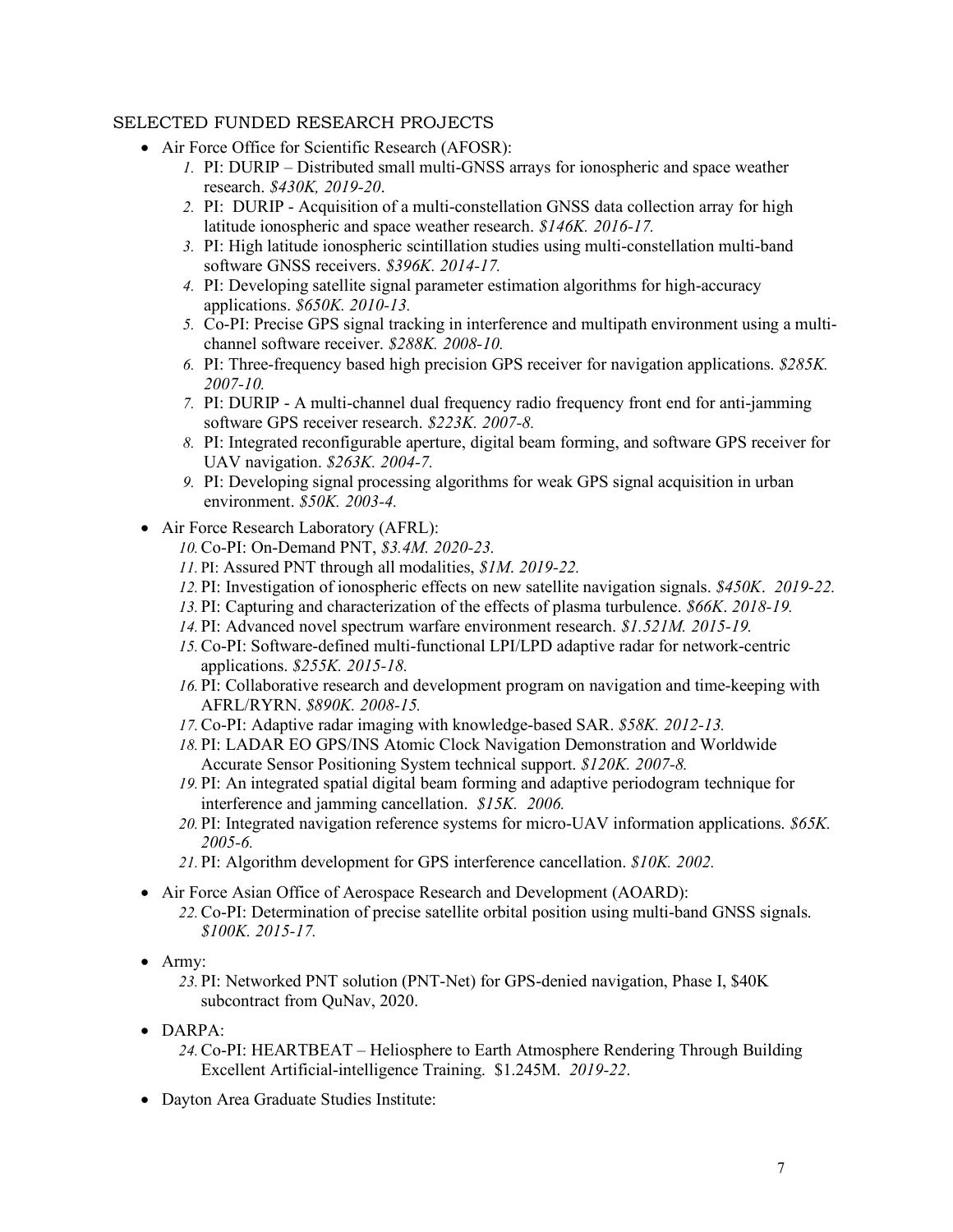## SELECTED FUNDED RESEARCH PROJECTS

- Air Force Office for Scientific Research (AFOSR):
    1. PI: DURIP – Distributed small multi-GNSS arrays for ionospheric and space weather research. *$430K, 2019-20*.
    2. PI: DURIP - Acquisition of a multi-constellation GNSS data collection array for high latitude ionospheric and space weather research. *$146K. 2016-17.*
    3. PI: High latitude ionospheric scintillation studies using multi-constellation multi-band software GNSS receivers. *$396K. 2014-17.*
    4. PI: Developing satellite signal parameter estimation algorithms for high-accuracy applications. *$650K. 2010-13.*
    5. Co-PI: Precise GPS signal tracking in interference and multipath environment using a multi-channel software receiver. *$288K. 2008-10.*
    6. PI: Three-frequency based high precision GPS receiver for navigation applications. *$285K. 2007-10.*
    7. PI: DURIP - A multi-channel dual frequency radio frequency front end for anti-jamming software GPS receiver research. *$223K. 2007-8.*
    8. PI: Integrated reconfigurable aperture, digital beam forming, and software GPS receiver for UAV navigation. *$263K. 2004-7.*
    9. PI: Developing signal processing algorithms for weak GPS signal acquisition in urban environment. *$50K. 2003-4.*
- Air Force Research Laboratory (AFRL):
    10. Co-PI: On-Demand PNT, *$3.4M. 2020-23.*
    11. PI: Assured PNT through all modalities, *$1M. 2019-22.*
    12. PI: Investigation of ionospheric effects on new satellite navigation signals. *$450K. 2019-22.*
    13. PI: Capturing and characterization of the effects of plasma turbulence. *$66K. 2018-19.*
    14. PI: Advanced novel spectrum warfare environment research. *$1.521M. 2015-19.*
    15. Co-PI: Software-defined multi-functional LPI/LPD adaptive radar for network-centric applications. *$255K. 2015-18.*
    16. PI: Collaborative research and development program on navigation and time-keeping with AFRL/RYRN. *$890K. 2008-15.*
    17. Co-PI: Adaptive radar imaging with knowledge-based SAR. *$58K. 2012-13.*
    18. PI: LADAR EO GPS/INS Atomic Clock Navigation Demonstration and Worldwide Accurate Sensor Positioning System technical support. *$120K. 2007-8.*
    19. PI: An integrated spatial digital beam forming and adaptive periodogram technique for interference and jamming cancellation. *$15K. 2006.*
    20. PI: Integrated navigation reference systems for micro-UAV information applications. *$65K. 2005-6.*
    21. PI: Algorithm development for GPS interference cancellation. *$10K. 2002.*
- Air Force Asian Office of Aerospace Research and Development (AOARD):
    22. Co-PI: Determination of precise satellite orbital position using multi-band GNSS signals. *$100K. 2015-17.*
- Army:
    23. PI: Networked PNT solution (PNT-Net) for GPS-denied navigation, Phase I, $40K subcontract from QuNav, 2020.
- DARPA:
    24. Co-PI: HEARTBEAT – Heliosphere to Earth Atmosphere Rendering Through Building Excellent Artificial-intelligence Training. $1.245M. *2019-22*.
- Dayton Area Graduate Studies Institute: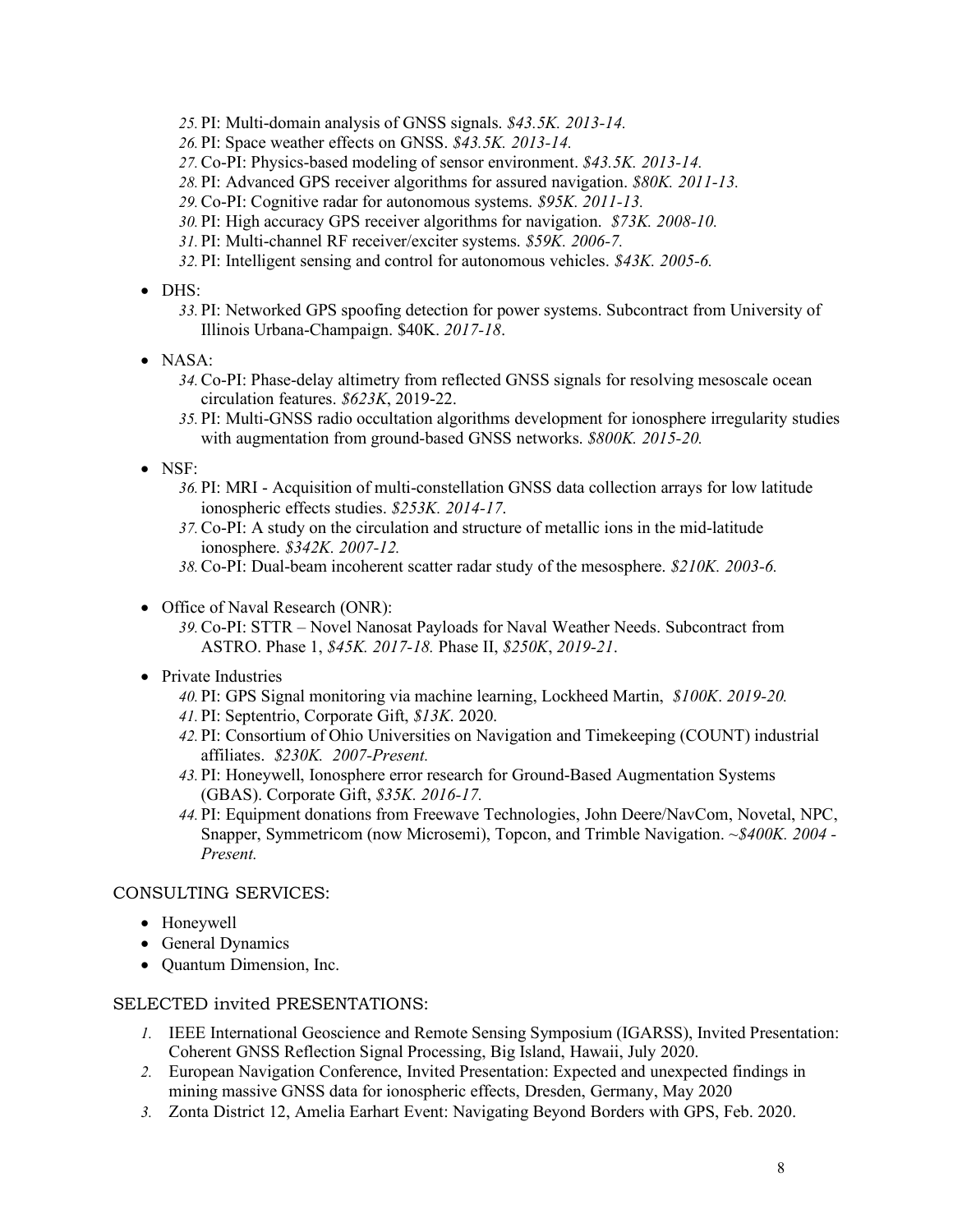25. PI: Multi-domain analysis of GNSS signals. *$43.5K. 2013-14.*
26. PI: Space weather effects on GNSS. *$43.5K. 2013-14.*
27. Co-PI: Physics-based modeling of sensor environment. *$43.5K. 2013-14.*
28. PI: Advanced GPS receiver algorithms for assured navigation. *$80K. 2011-13.*
29. Co-PI: Cognitive radar for autonomous systems. *$95K. 2011-13.*
30. PI: High accuracy GPS receiver algorithms for navigation. *$73K. 2008-10.*
31. PI: Multi-channel RF receiver/exciter systems. *$59K. 2006-7.*
32. PI: Intelligent sensing and control for autonomous vehicles. *$43K. 2005-6.*

- DHS:
  33. PI: Networked GPS spoofing detection for power systems. Subcontract from University of Illinois Urbana-Champaign. $40K. *2017-18*.
- NASA:
  34. Co-PI: Phase-delay altimetry from reflected GNSS signals for resolving mesoscale ocean circulation features. *$623K*, 2019-22.
  35. PI: Multi-GNSS radio occultation algorithms development for ionosphere irregularity studies with augmentation from ground-based GNSS networks. *$800K. 2015-20.*
- NSF:
  36. PI: MRI - Acquisition of multi-constellation GNSS data collection arrays for low latitude ionospheric effects studies. *$253K. 2014-17*.
  37. Co-PI: A study on the circulation and structure of metallic ions in the mid-latitude ionosphere. *$342K. 2007-12.*
  38. Co-PI: Dual-beam incoherent scatter radar study of the mesosphere. *$210K. 2003-6.*
- Office of Naval Research (ONR):
  39. Co-PI: STTR – Novel Nanosat Payloads for Naval Weather Needs. Subcontract from ASTRO. Phase 1, *$45K. 2017-18.* Phase II, *$250K*, *2019-21*.
- Private Industries
  40. PI: GPS Signal monitoring via machine learning, Lockheed Martin, *$100K. 2019-20.*
  41. PI: Septentrio, Corporate Gift, *$13K*. 2020.
  42. PI: Consortium of Ohio Universities on Navigation and Timekeeping (COUNT) industrial affiliates. *$230K. 2007-Present.*
  43. PI: Honeywell, Ionosphere error research for Ground-Based Augmentation Systems (GBAS). Corporate Gift, *$35K. 2016-17.*
  44. PI: Equipment donations from Freewave Technologies, John Deere/NavCom, Novetal, NPC, Snapper, Symmetricom (now Microsemi), Topcon, and Trimble Navigation. *~$400K. 2004 - Present.*

## CONSULTING SERVICES:

- Honeywell
- General Dynamics
- Quantum Dimension, Inc.

## SELECTED invited PRESENTATIONS:

1. IEEE International Geoscience and Remote Sensing Symposium (IGARSS), Invited Presentation: Coherent GNSS Reflection Signal Processing, Big Island, Hawaii, July 2020.
2. European Navigation Conference, Invited Presentation: Expected and unexpected findings in mining massive GNSS data for ionospheric effects, Dresden, Germany, May 2020
3. Zonta District 12, Amelia Earhart Event: Navigating Beyond Borders with GPS, Feb. 2020.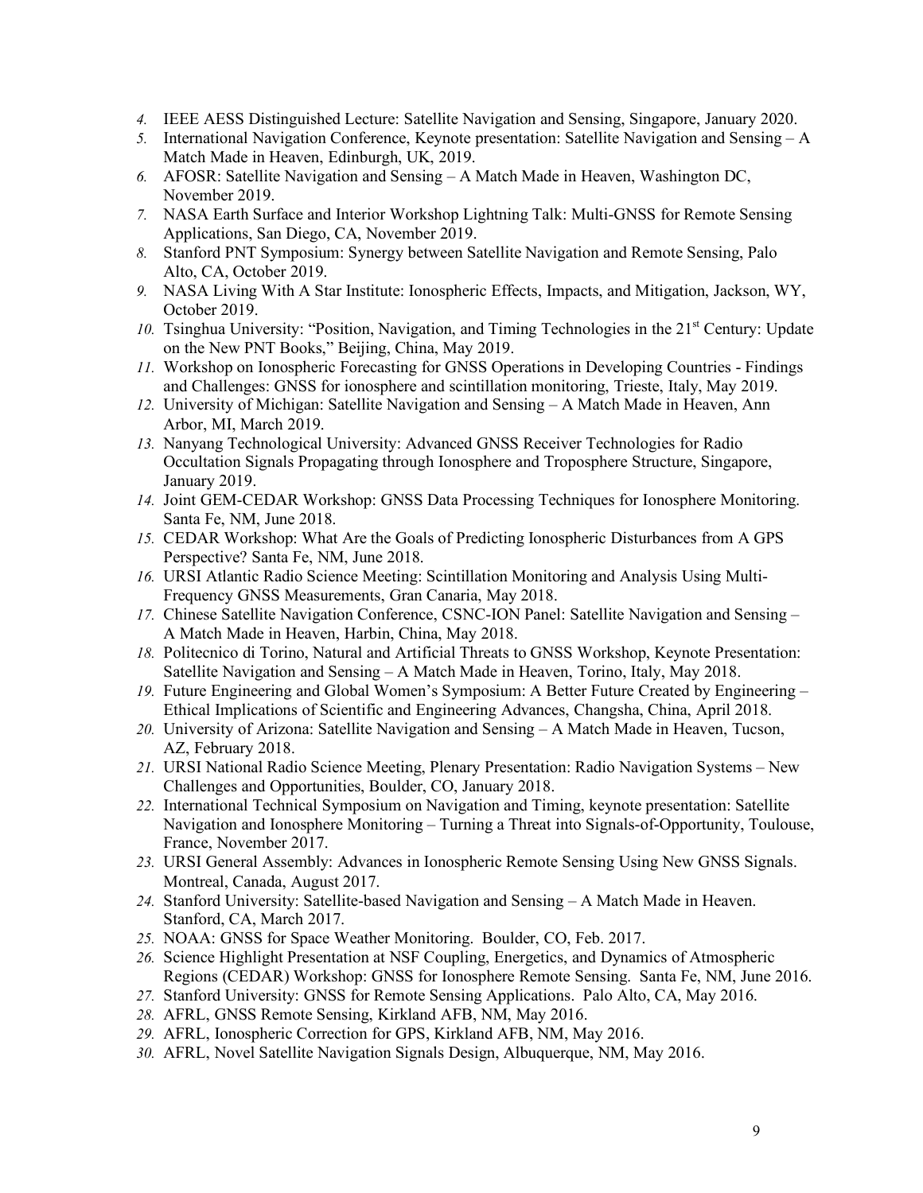4. IEEE AESS Distinguished Lecture: Satellite Navigation and Sensing, Singapore, January 2020.
5. International Navigation Conference, Keynote presentation: Satellite Navigation and Sensing – A Match Made in Heaven, Edinburgh, UK, 2019.
6. AFOSR: Satellite Navigation and Sensing – A Match Made in Heaven, Washington DC, November 2019.
7. NASA Earth Surface and Interior Workshop Lightning Talk: Multi-GNSS for Remote Sensing Applications, San Diego, CA, November 2019.
8. Stanford PNT Symposium: Synergy between Satellite Navigation and Remote Sensing, Palo Alto, CA, October 2019.
9. NASA Living With A Star Institute: Ionospheric Effects, Impacts, and Mitigation, Jackson, WY, October 2019.
10. Tsinghua University: "Position, Navigation, and Timing Technologies in the 21st Century: Update on the New PNT Books," Beijing, China, May 2019.
11. Workshop on Ionospheric Forecasting for GNSS Operations in Developing Countries - Findings and Challenges: GNSS for ionosphere and scintillation monitoring, Trieste, Italy, May 2019.
12. University of Michigan: Satellite Navigation and Sensing – A Match Made in Heaven, Ann Arbor, MI, March 2019.
13. Nanyang Technological University: Advanced GNSS Receiver Technologies for Radio Occultation Signals Propagating through Ionosphere and Troposphere Structure, Singapore, January 2019.
14. Joint GEM-CEDAR Workshop: GNSS Data Processing Techniques for Ionosphere Monitoring. Santa Fe, NM, June 2018.
15. CEDAR Workshop: What Are the Goals of Predicting Ionospheric Disturbances from A GPS Perspective? Santa Fe, NM, June 2018.
16. URSI Atlantic Radio Science Meeting: Scintillation Monitoring and Analysis Using Multi-Frequency GNSS Measurements, Gran Canaria, May 2018.
17. Chinese Satellite Navigation Conference, CSNC-ION Panel: Satellite Navigation and Sensing – A Match Made in Heaven, Harbin, China, May 2018.
18. Politecnico di Torino, Natural and Artificial Threats to GNSS Workshop, Keynote Presentation: Satellite Navigation and Sensing – A Match Made in Heaven, Torino, Italy, May 2018.
19. Future Engineering and Global Women's Symposium: A Better Future Created by Engineering – Ethical Implications of Scientific and Engineering Advances, Changsha, China, April 2018.
20. University of Arizona: Satellite Navigation and Sensing – A Match Made in Heaven, Tucson, AZ, February 2018.
21. URSI National Radio Science Meeting, Plenary Presentation: Radio Navigation Systems – New Challenges and Opportunities, Boulder, CO, January 2018.
22. International Technical Symposium on Navigation and Timing, keynote presentation: Satellite Navigation and Ionosphere Monitoring – Turning a Threat into Signals-of-Opportunity, Toulouse, France, November 2017.
23. URSI General Assembly: Advances in Ionospheric Remote Sensing Using New GNSS Signals. Montreal, Canada, August 2017.
24. Stanford University: Satellite-based Navigation and Sensing – A Match Made in Heaven. Stanford, CA, March 2017.
25. NOAA: GNSS for Space Weather Monitoring. Boulder, CO, Feb. 2017.
26. Science Highlight Presentation at NSF Coupling, Energetics, and Dynamics of Atmospheric Regions (CEDAR) Workshop: GNSS for Ionosphere Remote Sensing. Santa Fe, NM, June 2016.
27. Stanford University: GNSS for Remote Sensing Applications. Palo Alto, CA, May 2016.
28. AFRL, GNSS Remote Sensing, Kirkland AFB, NM, May 2016.
29. AFRL, Ionospheric Correction for GPS, Kirkland AFB, NM, May 2016.
30. AFRL, Novel Satellite Navigation Signals Design, Albuquerque, NM, May 2016.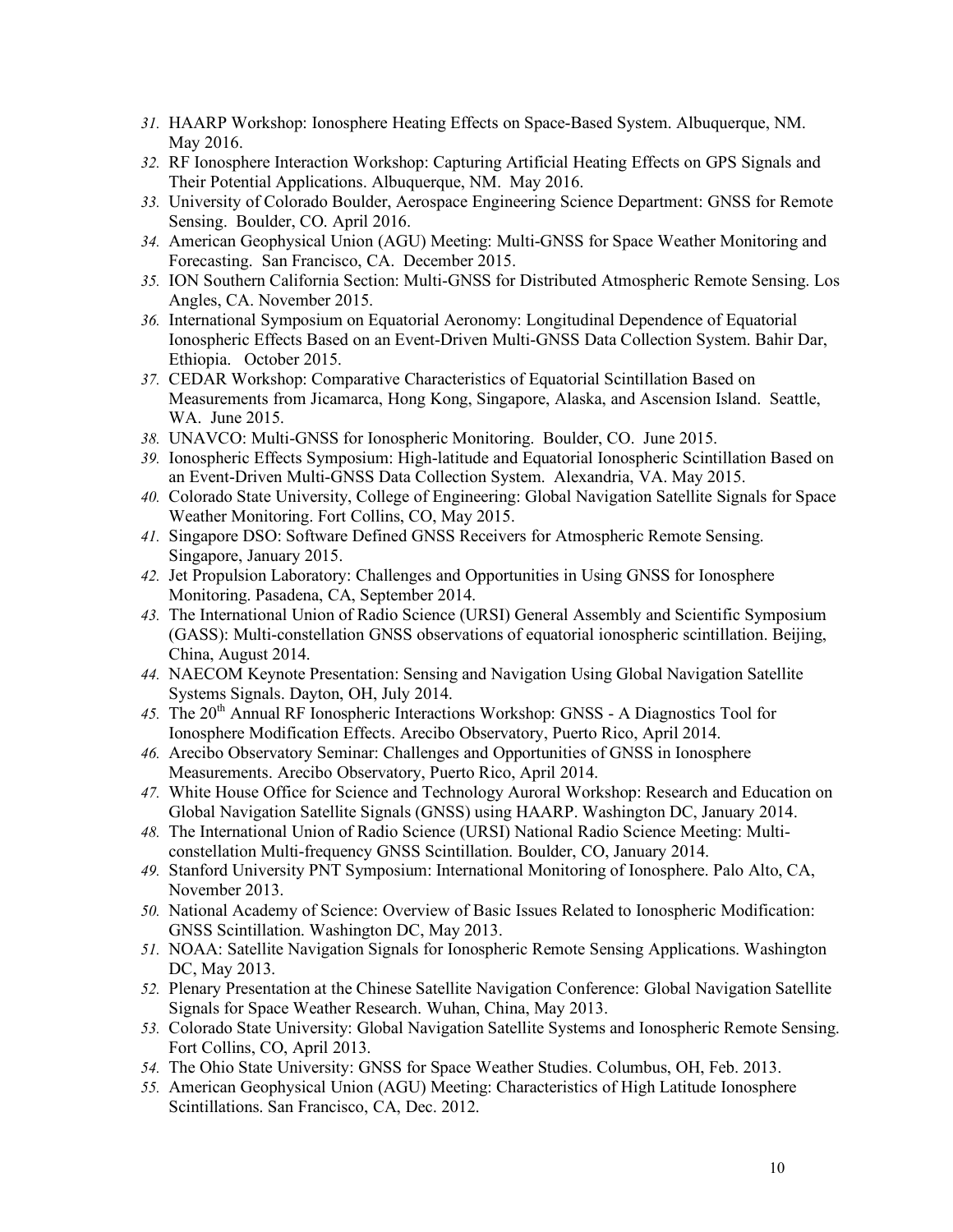31. HAARP Workshop: Ionosphere Heating Effects on Space-Based System. Albuquerque, NM. May 2016.
32. RF Ionosphere Interaction Workshop: Capturing Artificial Heating Effects on GPS Signals and Their Potential Applications. Albuquerque, NM. May 2016.
33. University of Colorado Boulder, Aerospace Engineering Science Department: GNSS for Remote Sensing. Boulder, CO. April 2016.
34. American Geophysical Union (AGU) Meeting: Multi-GNSS for Space Weather Monitoring and Forecasting. San Francisco, CA. December 2015.
35. ION Southern California Section: Multi-GNSS for Distributed Atmospheric Remote Sensing. Los Angles, CA. November 2015.
36. International Symposium on Equatorial Aeronomy: Longitudinal Dependence of Equatorial Ionospheric Effects Based on an Event-Driven Multi-GNSS Data Collection System. Bahir Dar, Ethiopia. October 2015.
37. CEDAR Workshop: Comparative Characteristics of Equatorial Scintillation Based on Measurements from Jicamarca, Hong Kong, Singapore, Alaska, and Ascension Island. Seattle, WA. June 2015.
38. UNAVCO: Multi-GNSS for Ionospheric Monitoring. Boulder, CO. June 2015.
39. Ionospheric Effects Symposium: High-latitude and Equatorial Ionospheric Scintillation Based on an Event-Driven Multi-GNSS Data Collection System. Alexandria, VA. May 2015.
40. Colorado State University, College of Engineering: Global Navigation Satellite Signals for Space Weather Monitoring. Fort Collins, CO, May 2015.
41. Singapore DSO: Software Defined GNSS Receivers for Atmospheric Remote Sensing. Singapore, January 2015.
42. Jet Propulsion Laboratory: Challenges and Opportunities in Using GNSS for Ionosphere Monitoring. Pasadena, CA, September 2014.
43. The International Union of Radio Science (URSI) General Assembly and Scientific Symposium (GASS): Multi-constellation GNSS observations of equatorial ionospheric scintillation. Beijing, China, August 2014.
44. NAECOM Keynote Presentation: Sensing and Navigation Using Global Navigation Satellite Systems Signals. Dayton, OH, July 2014.
45. The 20th Annual RF Ionospheric Interactions Workshop: GNSS - A Diagnostics Tool for Ionosphere Modification Effects. Arecibo Observatory, Puerto Rico, April 2014.
46. Arecibo Observatory Seminar: Challenges and Opportunities of GNSS in Ionosphere Measurements. Arecibo Observatory, Puerto Rico, April 2014.
47. White House Office for Science and Technology Auroral Workshop: Research and Education on Global Navigation Satellite Signals (GNSS) using HAARP. Washington DC, January 2014.
48. The International Union of Radio Science (URSI) National Radio Science Meeting: Multi-constellation Multi-frequency GNSS Scintillation. Boulder, CO, January 2014.
49. Stanford University PNT Symposium: International Monitoring of Ionosphere. Palo Alto, CA, November 2013.
50. National Academy of Science: Overview of Basic Issues Related to Ionospheric Modification: GNSS Scintillation. Washington DC, May 2013.
51. NOAA: Satellite Navigation Signals for Ionospheric Remote Sensing Applications. Washington DC, May 2013.
52. Plenary Presentation at the Chinese Satellite Navigation Conference: Global Navigation Satellite Signals for Space Weather Research. Wuhan, China, May 2013.
53. Colorado State University: Global Navigation Satellite Systems and Ionospheric Remote Sensing. Fort Collins, CO, April 2013.
54. The Ohio State University: GNSS for Space Weather Studies. Columbus, OH, Feb. 2013.
55. American Geophysical Union (AGU) Meeting: Characteristics of High Latitude Ionosphere Scintillations. San Francisco, CA, Dec. 2012.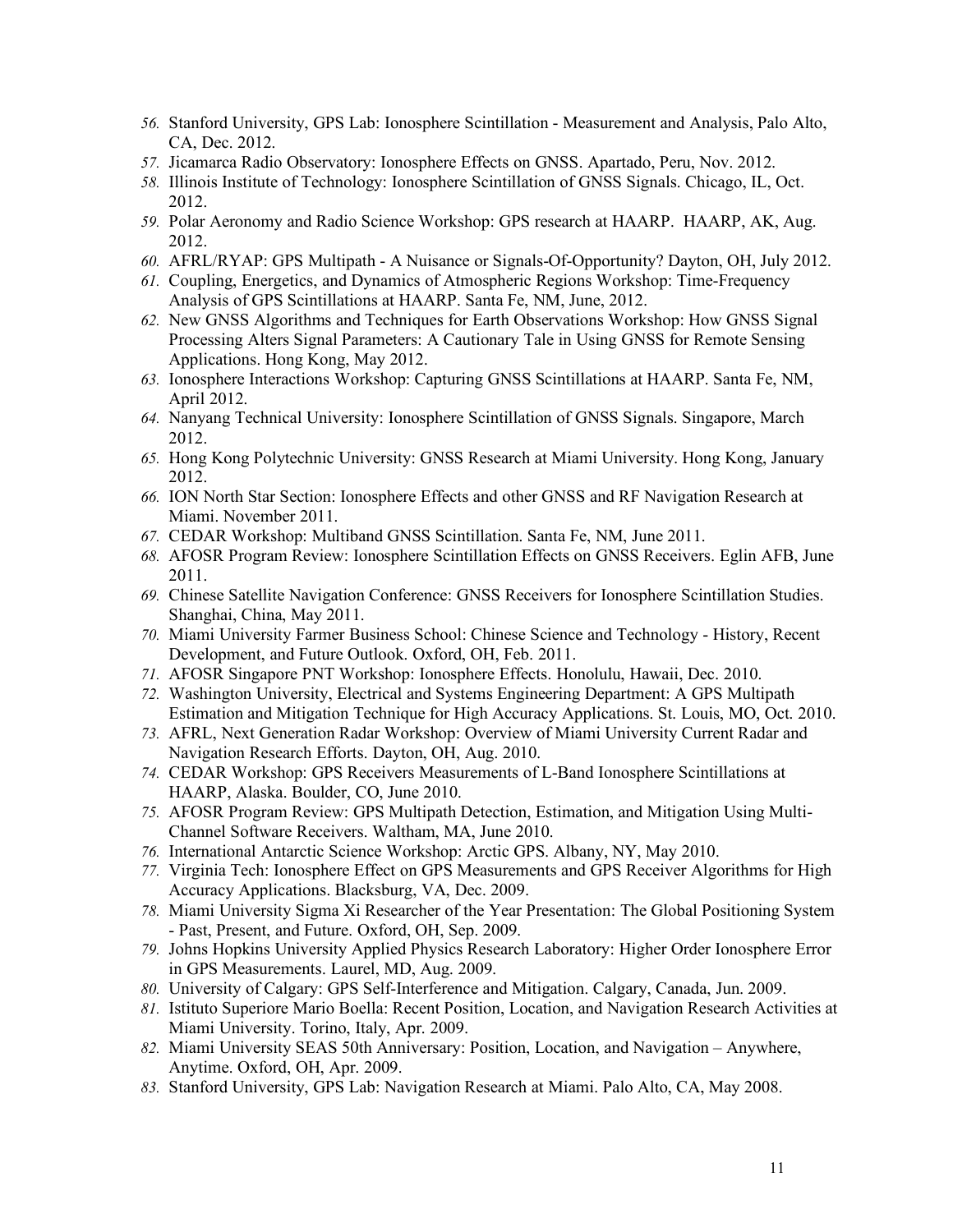56. Stanford University, GPS Lab: Ionosphere Scintillation - Measurement and Analysis, Palo Alto, CA, Dec. 2012.
57. Jicamarca Radio Observatory: Ionosphere Effects on GNSS. Apartado, Peru, Nov. 2012.
58. Illinois Institute of Technology: Ionosphere Scintillation of GNSS Signals. Chicago, IL, Oct. 2012.
59. Polar Aeronomy and Radio Science Workshop: GPS research at HAARP. HAARP, AK, Aug. 2012.
60. AFRL/RYAP: GPS Multipath - A Nuisance or Signals-Of-Opportunity? Dayton, OH, July 2012.
61. Coupling, Energetics, and Dynamics of Atmospheric Regions Workshop: Time-Frequency Analysis of GPS Scintillations at HAARP. Santa Fe, NM, June, 2012.
62. New GNSS Algorithms and Techniques for Earth Observations Workshop: How GNSS Signal Processing Alters Signal Parameters: A Cautionary Tale in Using GNSS for Remote Sensing Applications. Hong Kong, May 2012.
63. Ionosphere Interactions Workshop: Capturing GNSS Scintillations at HAARP. Santa Fe, NM, April 2012.
64. Nanyang Technical University: Ionosphere Scintillation of GNSS Signals. Singapore, March 2012.
65. Hong Kong Polytechnic University: GNSS Research at Miami University. Hong Kong, January 2012.
66. ION North Star Section: Ionosphere Effects and other GNSS and RF Navigation Research at Miami. November 2011.
67. CEDAR Workshop: Multiband GNSS Scintillation. Santa Fe, NM, June 2011.
68. AFOSR Program Review: Ionosphere Scintillation Effects on GNSS Receivers. Eglin AFB, June 2011.
69. Chinese Satellite Navigation Conference: GNSS Receivers for Ionosphere Scintillation Studies. Shanghai, China, May 2011.
70. Miami University Farmer Business School: Chinese Science and Technology - History, Recent Development, and Future Outlook. Oxford, OH, Feb. 2011.
71. AFOSR Singapore PNT Workshop: Ionosphere Effects. Honolulu, Hawaii, Dec. 2010.
72. Washington University, Electrical and Systems Engineering Department: A GPS Multipath Estimation and Mitigation Technique for High Accuracy Applications. St. Louis, MO, Oct. 2010.
73. AFRL, Next Generation Radar Workshop: Overview of Miami University Current Radar and Navigation Research Efforts. Dayton, OH, Aug. 2010.
74. CEDAR Workshop: GPS Receivers Measurements of L-Band Ionosphere Scintillations at HAARP, Alaska. Boulder, CO, June 2010.
75. AFOSR Program Review: GPS Multipath Detection, Estimation, and Mitigation Using Multi-Channel Software Receivers. Waltham, MA, June 2010.
76. International Antarctic Science Workshop: Arctic GPS. Albany, NY, May 2010.
77. Virginia Tech: Ionosphere Effect on GPS Measurements and GPS Receiver Algorithms for High Accuracy Applications. Blacksburg, VA, Dec. 2009.
78. Miami University Sigma Xi Researcher of the Year Presentation: The Global Positioning System - Past, Present, and Future. Oxford, OH, Sep. 2009.
79. Johns Hopkins University Applied Physics Research Laboratory: Higher Order Ionosphere Error in GPS Measurements. Laurel, MD, Aug. 2009.
80. University of Calgary: GPS Self-Interference and Mitigation. Calgary, Canada, Jun. 2009.
81. Istituto Superiore Mario Boella: Recent Position, Location, and Navigation Research Activities at Miami University. Torino, Italy, Apr. 2009.
82. Miami University SEAS 50th Anniversary: Position, Location, and Navigation – Anywhere, Anytime. Oxford, OH, Apr. 2009.
83. Stanford University, GPS Lab: Navigation Research at Miami. Palo Alto, CA, May 2008.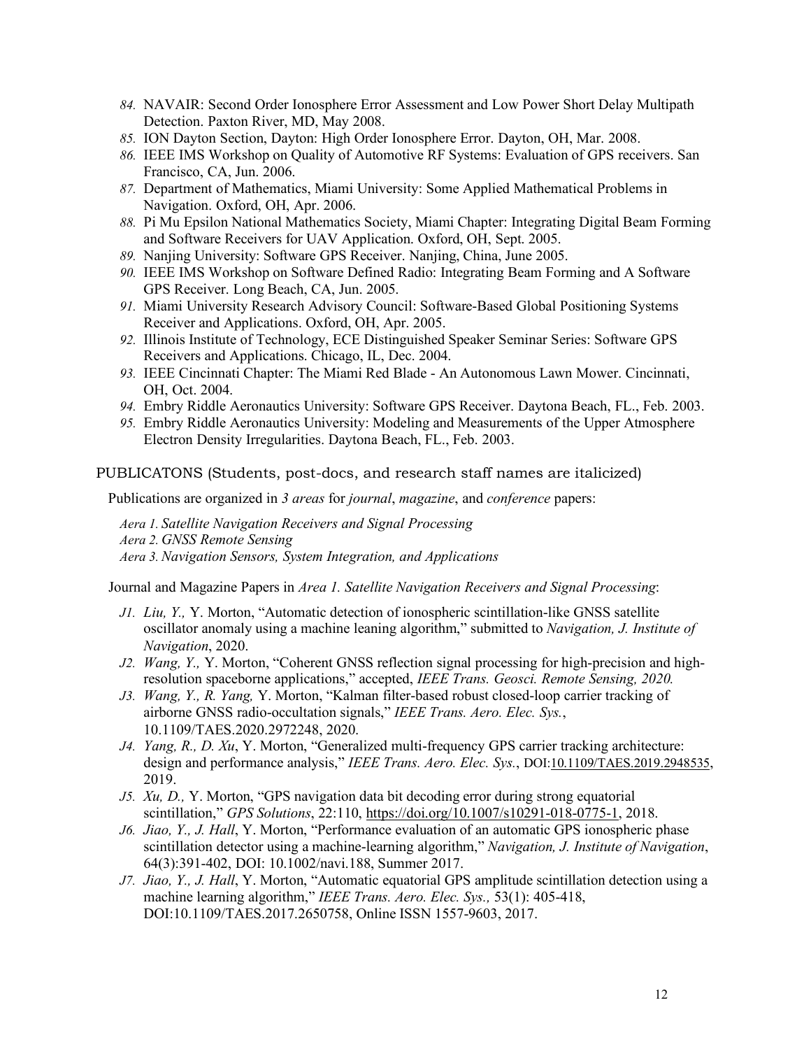84. NAVAIR: Second Order Ionosphere Error Assessment and Low Power Short Delay Multipath Detection. Paxton River, MD, May 2008.
85. ION Dayton Section, Dayton: High Order Ionosphere Error. Dayton, OH, Mar. 2008.
86. IEEE IMS Workshop on Quality of Automotive RF Systems: Evaluation of GPS receivers. San Francisco, CA, Jun. 2006.
87. Department of Mathematics, Miami University: Some Applied Mathematical Problems in Navigation. Oxford, OH, Apr. 2006.
88. Pi Mu Epsilon National Mathematics Society, Miami Chapter: Integrating Digital Beam Forming and Software Receivers for UAV Application. Oxford, OH, Sept. 2005.
89. Nanjing University: Software GPS Receiver. Nanjing, China, June 2005.
90. IEEE IMS Workshop on Software Defined Radio: Integrating Beam Forming and A Software GPS Receiver. Long Beach, CA, Jun. 2005.
91. Miami University Research Advisory Council: Software-Based Global Positioning Systems Receiver and Applications. Oxford, OH, Apr. 2005.
92. Illinois Institute of Technology, ECE Distinguished Speaker Seminar Series: Software GPS Receivers and Applications. Chicago, IL, Dec. 2004.
93. IEEE Cincinnati Chapter: The Miami Red Blade - An Autonomous Lawn Mower. Cincinnati, OH, Oct. 2004.
94. Embry Riddle Aeronautics University: Software GPS Receiver. Daytona Beach, FL., Feb. 2003.
95. Embry Riddle Aeronautics University: Modeling and Measurements of the Upper Atmosphere Electron Density Irregularities. Daytona Beach, FL., Feb. 2003.

## PUBLICATONS (Students, post-docs, and research staff names are italicized)

Publications are organized in *3 areas* for *journal*, *magazine*, and *conference* papers:

*Aera 1. Satellite Navigation Receivers and Signal Processing*
*Aera 2. GNSS Remote Sensing*
*Aera 3. Navigation Sensors, System Integration, and Applications*

Journal and Magazine Papers in *Area 1. Satellite Navigation Receivers and Signal Processing*:

*J1.* *Liu, Y.,* Y. Morton, "Automatic detection of ionospheric scintillation-like GNSS satellite oscillator anomaly using a machine leaning algorithm," submitted to *Navigation, J. Institute of Navigation*, 2020.

*J2.* *Wang, Y.,* Y. Morton, "Coherent GNSS reflection signal processing for high-precision and high-resolution spaceborne applications," accepted, *IEEE Trans. Geosci. Remote Sensing, 2020.*

*J3.* *Wang, Y., R. Yang,* Y. Morton, "Kalman filter-based robust closed-loop carrier tracking of airborne GNSS radio-occultation signals," *IEEE Trans. Aero. Elec. Sys.*, 10.1109/TAES.2020.2972248, 2020.

*J4.* *Yang, R., D. Xu*, Y. Morton, "Generalized multi-frequency GPS carrier tracking architecture: design and performance analysis," *IEEE Trans. Aero. Elec. Sys.*, DOI:10.1109/TAES.2019.2948535, 2019.

*J5.* *Xu, D.,* Y. Morton, "GPS navigation data bit decoding error during strong equatorial scintillation," *GPS Solutions*, 22:110, https://doi.org/10.1007/s10291-018-0775-1, 2018.

*J6.* *Jiao, Y., J. Hall*, Y. Morton, "Performance evaluation of an automatic GPS ionospheric phase scintillation detector using a machine-learning algorithm," *Navigation, J. Institute of Navigation*, 64(3):391-402, DOI: 10.1002/navi.188, Summer 2017.

*J7.* *Jiao, Y., J. Hall*, Y. Morton, "Automatic equatorial GPS amplitude scintillation detection using a machine learning algorithm," *IEEE Trans. Aero. Elec. Sys.,* 53(1): 405-418, DOI:10.1109/TAES.2017.2650758, Online ISSN 1557-9603, 2017.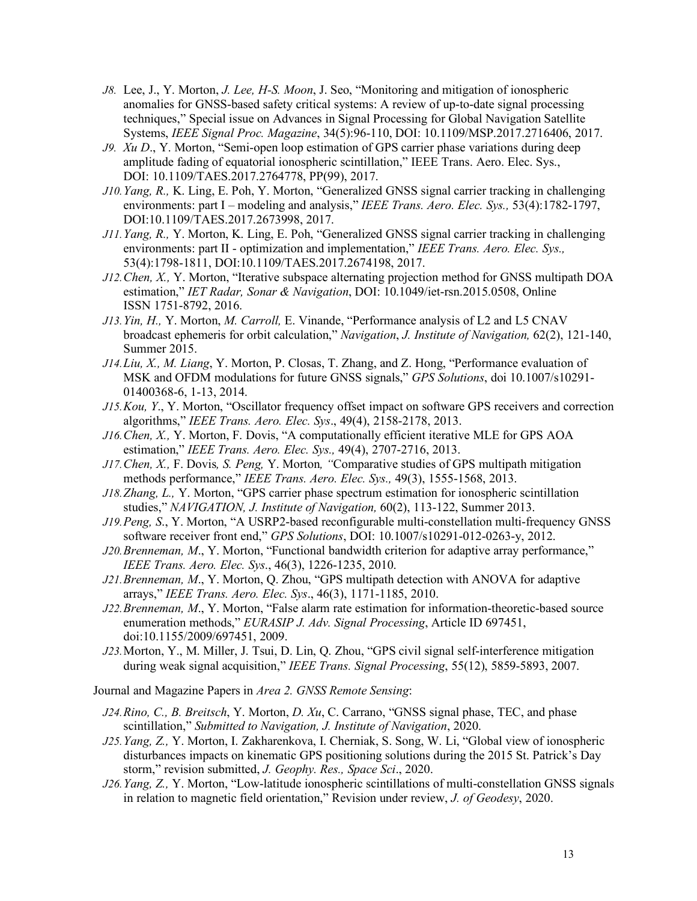*J8.* Lee, J., Y. Morton, *J. Lee, H-S. Moon*, J. Seo, "Monitoring and mitigation of ionospheric anomalies for GNSS-based safety critical systems: A review of up-to-date signal processing techniques," Special issue on Advances in Signal Processing for Global Navigation Satellite Systems, *IEEE Signal Proc. Magazine*, 34(5):96-110, DOI: 10.1109/MSP.2017.2716406, 2017.

*J9.* *Xu D*., Y. Morton, "Semi-open loop estimation of GPS carrier phase variations during deep amplitude fading of equatorial ionospheric scintillation," IEEE Trans. Aero. Elec. Sys., DOI: 10.1109/TAES.2017.2764778, PP(99), 2017.

*J10.* *Yang, R.,* K. Ling, E. Poh, Y. Morton, "Generalized GNSS signal carrier tracking in challenging environments: part I – modeling and analysis," *IEEE Trans. Aero. Elec. Sys.,* 53(4):1782-1797, DOI:10.1109/TAES.2017.2673998, 2017.

*J11.* *Yang, R.,* Y. Morton, K. Ling, E. Poh, "Generalized GNSS signal carrier tracking in challenging environments: part II - optimization and implementation," *IEEE Trans. Aero. Elec. Sys.,* 53(4):1798-1811, DOI:10.1109/TAES.2017.2674198, 2017.

*J12.* *Chen, X.,* Y. Morton, "Iterative subspace alternating projection method for GNSS multipath DOA estimation," *IET Radar, Sonar & Navigation*, DOI: 10.1049/iet-rsn.2015.0508, Online ISSN 1751-8792, 2016.

*J13.* *Yin, H.,* Y. Morton, *M. Carroll,* E. Vinande, "Performance analysis of L2 and L5 CNAV broadcast ephemeris for orbit calculation," *Navigation*, *J. Institute of Navigation,* 62(2), 121-140, Summer 2015.

*J14.* *Liu, X., M. Liang*, Y. Morton, P. Closas, T. Zhang, and Z. Hong, "Performance evaluation of MSK and OFDM modulations for future GNSS signals," *GPS Solutions*, doi 10.1007/s10291-01400368-6, 1-13, 2014.

*J15.* *Kou, Y*., Y. Morton, "Oscillator frequency offset impact on software GPS receivers and correction algorithms," *IEEE Trans. Aero. Elec. Sys*., 49(4), 2158-2178, 2013.

*J16.* *Chen, X.,* Y. Morton, F. Dovis, "A computationally efficient iterative MLE for GPS AOA estimation," *IEEE Trans. Aero. Elec. Sys.,* 49(4), 2707-2716, 2013.

*J17.* *Chen, X.,* F. Dovis*, S. Peng,* Y. Morton*, "*Comparative studies of GPS multipath mitigation methods performance," *IEEE Trans. Aero. Elec. Sys.,* 49(3), 1555-1568, 2013.

*J18.* *Zhang, L.,* Y. Morton, "GPS carrier phase spectrum estimation for ionospheric scintillation studies," *NAVIGATION, J. Institute of Navigation,* 60(2), 113-122, Summer 2013.

*J19.* *Peng, S*., Y. Morton, "A USRP2-based reconfigurable multi-constellation multi-frequency GNSS software receiver front end," *GPS Solutions*, DOI: 10.1007/s10291-012-0263-y, 2012.

*J20.* *Brenneman, M*., Y. Morton, "Functional bandwidth criterion for adaptive array performance," *IEEE Trans. Aero. Elec. Sys*., 46(3), 1226-1235, 2010.

*J21.* *Brenneman, M*., Y. Morton, Q. Zhou, "GPS multipath detection with ANOVA for adaptive arrays," *IEEE Trans. Aero. Elec. Sys*., 46(3), 1171-1185, 2010.

*J22.* *Brenneman, M*., Y. Morton, "False alarm rate estimation for information-theoretic-based source enumeration methods," *EURASIP J. Adv. Signal Processing*, Article ID 697451, doi:10.1155/2009/697451, 2009.

*J23.* Morton, Y., M. Miller, J. Tsui, D. Lin, Q. Zhou, "GPS civil signal self-interference mitigation during weak signal acquisition," *IEEE Trans. Signal Processing*, 55(12), 5859-5893, 2007.

Journal and Magazine Papers in *Area 2. GNSS Remote Sensing*:

*J24.* *Rino, C., B. Breitsch*, Y. Morton, *D. Xu*, C. Carrano, "GNSS signal phase, TEC, and phase scintillation," *Submitted to Navigation, J. Institute of Navigation*, 2020.

*J25.* *Yang, Z.,* Y. Morton, I. Zakharenkova, I. Cherniak, S. Song, W. Li, "Global view of ionospheric disturbances impacts on kinematic GPS positioning solutions during the 2015 St. Patrick's Day storm," revision submitted, *J. Geophy. Res., Space Sci*., 2020.

*J26.* *Yang, Z.,* Y. Morton, "Low-latitude ionospheric scintillations of multi-constellation GNSS signals in relation to magnetic field orientation," Revision under review, *J. of Geodesy*, 2020.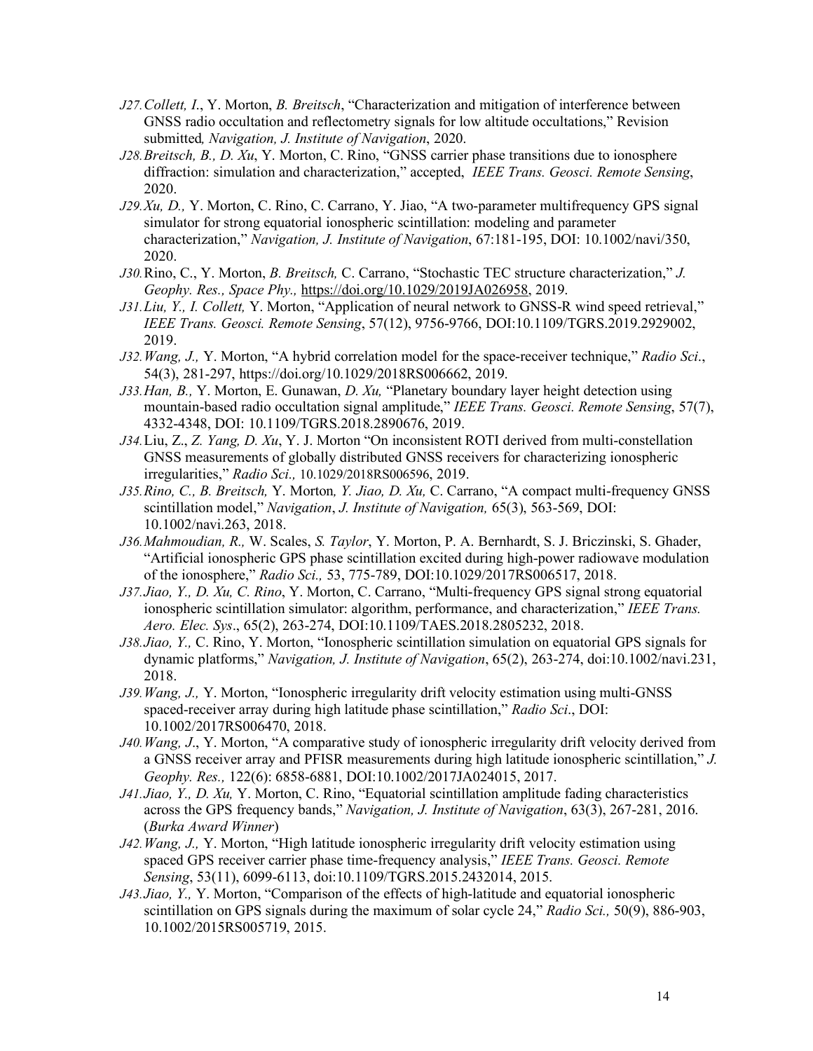- *J27.Collett, I.*, Y. Morton, *B. Breitsch*, "Characterization and mitigation of interference between GNSS radio occultation and reflectometry signals for low altitude occultations," Revision submitted*, Navigation, J. Institute of Navigation*, 2020.
- *J28.Breitsch, B., D. Xu*, Y. Morton, C. Rino, "GNSS carrier phase transitions due to ionosphere diffraction: simulation and characterization," accepted, *IEEE Trans. Geosci. Remote Sensing*, 2020.
- *J29.Xu, D.,* Y. Morton, C. Rino, C. Carrano, Y. Jiao, "A two-parameter multifrequency GPS signal simulator for strong equatorial ionospheric scintillation: modeling and parameter characterization," *Navigation, J. Institute of Navigation*, 67:181-195, DOI: 10.1002/navi/350, 2020.
- *J30.*Rino, C., Y. Morton, *B. Breitsch,* C. Carrano, "Stochastic TEC structure characterization," *J. Geophy. Res., Space Phy.,* https://doi.org/10.1029/2019JA026958, 2019.
- *J31.Liu, Y., I. Collett,* Y. Morton, "Application of neural network to GNSS-R wind speed retrieval," *IEEE Trans. Geosci. Remote Sensing*, 57(12), 9756-9766, DOI:10.1109/TGRS.2019.2929002, 2019.
- *J32.Wang, J.,* Y. Morton, "A hybrid correlation model for the space-receiver technique," *Radio Sci*., 54(3), 281-297, https://doi.org/10.1029/2018RS006662, 2019.
- *J33.Han, B.,* Y. Morton, E. Gunawan, *D. Xu,* "Planetary boundary layer height detection using mountain-based radio occultation signal amplitude," *IEEE Trans. Geosci. Remote Sensing*, 57(7), 4332-4348, DOI: 10.1109/TGRS.2018.2890676, 2019.
- *J34.*Liu, Z., *Z. Yang, D. Xu*, Y. J. Morton "On inconsistent ROTI derived from multi-constellation GNSS measurements of globally distributed GNSS receivers for characterizing ionospheric irregularities," *Radio Sci.,* 10.1029/2018RS006596, 2019.
- *J35.Rino, C., B. Breitsch,* Y. Morton*, Y. Jiao, D. Xu,* C. Carrano, "A compact multi-frequency GNSS scintillation model," *Navigation*, *J. Institute of Navigation,* 65(3), 563-569, DOI: 10.1002/navi.263, 2018.
- *J36.Mahmoudian, R.,* W. Scales, *S. Taylor*, Y. Morton, P. A. Bernhardt, S. J. Briczinski, S. Ghader, "Artificial ionospheric GPS phase scintillation excited during high-power radiowave modulation of the ionosphere," *Radio Sci.,* 53, 775-789, DOI:10.1029/2017RS006517, 2018.
- *J37.Jiao, Y., D. Xu, C. Rino*, Y. Morton, C. Carrano, "Multi-frequency GPS signal strong equatorial ionospheric scintillation simulator: algorithm, performance, and characterization," *IEEE Trans. Aero. Elec. Sys*., 65(2), 263-274, DOI:10.1109/TAES.2018.2805232, 2018.
- *J38.Jiao, Y.,* C. Rino, Y. Morton, "Ionospheric scintillation simulation on equatorial GPS signals for dynamic platforms," *Navigation, J. Institute of Navigation*, 65(2), 263-274, doi:10.1002/navi.231, 2018.
- *J39.Wang, J.,* Y. Morton, "Ionospheric irregularity drift velocity estimation using multi-GNSS spaced-receiver array during high latitude phase scintillation," *Radio Sci*., DOI: 10.1002/2017RS006470, 2018.
- *J40.Wang, J*., Y. Morton, "A comparative study of ionospheric irregularity drift velocity derived from a GNSS receiver array and PFISR measurements during high latitude ionospheric scintillation," *J. Geophy. Res.,* 122(6): 6858-6881, DOI:10.1002/2017JA024015, 2017.
- *J41.Jiao, Y., D. Xu,* Y. Morton, C. Rino, "Equatorial scintillation amplitude fading characteristics across the GPS frequency bands," *Navigation, J. Institute of Navigation*, 63(3), 267-281, 2016. (*Burka Award Winner*)
- *J42.Wang, J.,* Y. Morton, "High latitude ionospheric irregularity drift velocity estimation using spaced GPS receiver carrier phase time-frequency analysis," *IEEE Trans. Geosci. Remote Sensing*, 53(11), 6099-6113, doi:10.1109/TGRS.2015.2432014, 2015.
- *J43.Jiao, Y.,* Y. Morton, "Comparison of the effects of high-latitude and equatorial ionospheric scintillation on GPS signals during the maximum of solar cycle 24," *Radio Sci.,* 50(9), 886-903, 10.1002/2015RS005719, 2015.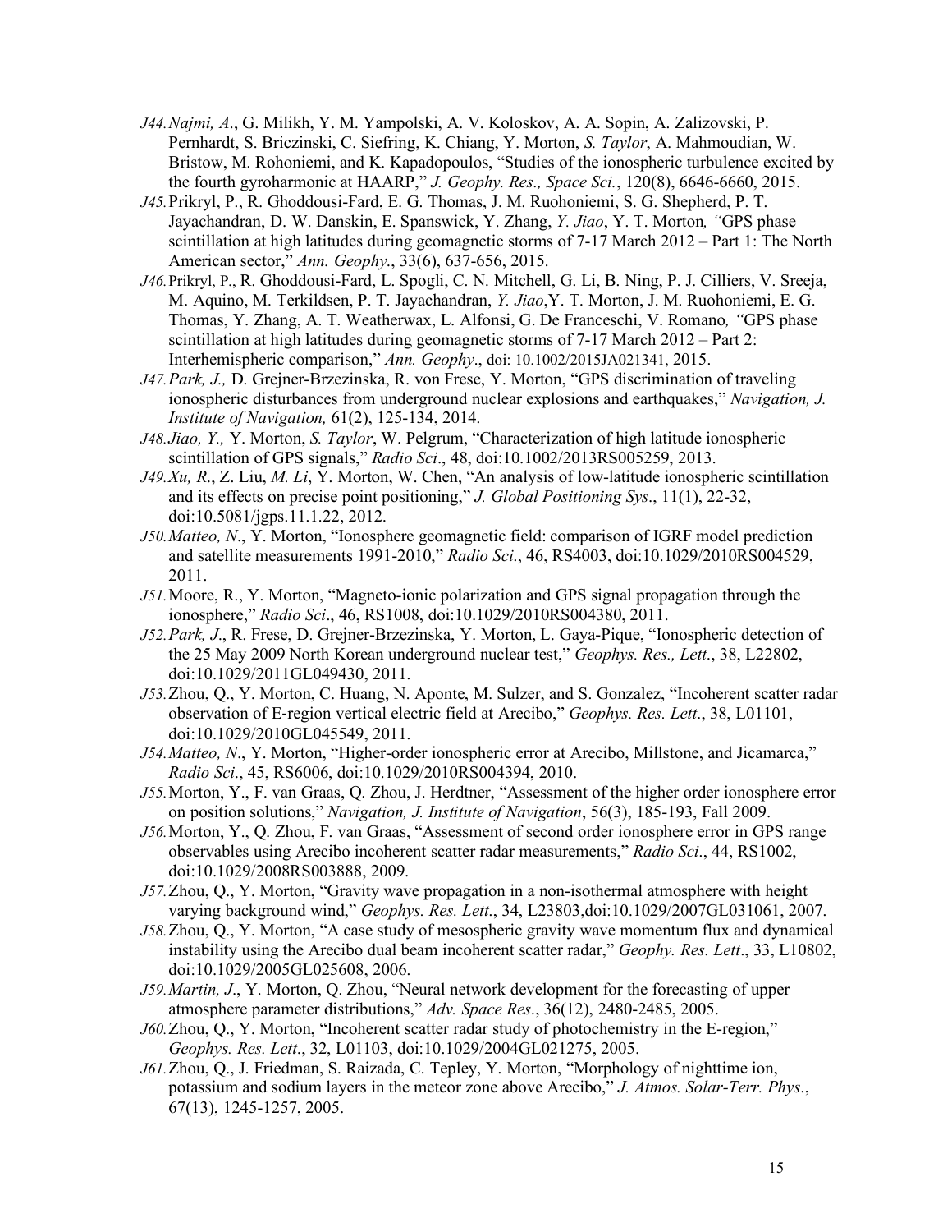*J44.* *Najmi, A*., G. Milikh, Y. M. Yampolski, A. V. Koloskov, A. A. Sopin, A. Zalizovski, P. Pernhardt, S. Briczinski, C. Siefring, K. Chiang, Y. Morton, *S. Taylor*, A. Mahmoudian, W. Bristow, M. Rohoniemi, and K. Kapadopoulos, "Studies of the ionospheric turbulence excited by the fourth gyroharmonic at HAARP," *J. Geophy. Res., Space Sci.*, 120(8), 6646-6660, 2015.

*J45.* Prikryl, P., R. Ghoddousi-Fard, E. G. Thomas, J. M. Ruohoniemi, S. G. Shepherd, P. T. Jayachandran, D. W. Danskin, E. Spanswick, Y. Zhang, *Y. Jiao*, Y. T. Morton, "GPS phase scintillation at high latitudes during geomagnetic storms of 7-17 March 2012 – Part 1: The North American sector," *Ann. Geophy*., 33(6), 637-656, 2015.

*J46.* Prikryl, P., R. Ghoddousi-Fard, L. Spogli, C. N. Mitchell, G. Li, B. Ning, P. J. Cilliers, V. Sreeja, M. Aquino, M. Terkildsen, P. T. Jayachandran, *Y. Jiao*, Y. T. Morton, J. M. Ruohoniemi, E. G. Thomas, Y. Zhang, A. T. Weatherwax, L. Alfonsi, G. De Franceschi, V. Romano, "GPS phase scintillation at high latitudes during geomagnetic storms of 7-17 March 2012 – Part 2: Interhemispheric comparison," *Ann. Geophy*., doi: 10.1002/2015JA021341, 2015.

*J47.* *Park, J.,* D. Grejner-Brzezinska, R. von Frese, Y. Morton, "GPS discrimination of traveling ionospheric disturbances from underground nuclear explosions and earthquakes," *Navigation, J. Institute of Navigation,* 61(2), 125-134, 2014.

*J48.* *Jiao, Y.,* Y. Morton, *S. Taylor*, W. Pelgrum, "Characterization of high latitude ionospheric scintillation of GPS signals," *Radio Sci*., 48, doi:10.1002/2013RS005259, 2013.

*J49.* *Xu, R*., Z. Liu, *M. Li*, Y. Morton, W. Chen, "An analysis of low-latitude ionospheric scintillation and its effects on precise point positioning," *J. Global Positioning Sys*., 11(1), 22-32, doi:10.5081/jgps.11.1.22, 2012.

*J50.* *Matteo, N*., Y. Morton, "Ionosphere geomagnetic field: comparison of IGRF model prediction and satellite measurements 1991-2010," *Radio Sci*., 46, RS4003, doi:10.1029/2010RS004529, 2011.

*J51.* Moore, R., Y. Morton, "Magneto-ionic polarization and GPS signal propagation through the ionosphere," *Radio Sci*., 46, RS1008, doi:10.1029/2010RS004380, 2011.

*J52.* *Park, J*., R. Frese, D. Grejner-Brzezinska, Y. Morton, L. Gaya-Pique, "Ionospheric detection of the 25 May 2009 North Korean underground nuclear test," *Geophys. Res., Lett*., 38, L22802, doi:10.1029/2011GL049430, 2011.

*J53.* Zhou, Q., Y. Morton, C. Huang, N. Aponte, M. Sulzer, and S. Gonzalez, "Incoherent scatter radar observation of E-region vertical electric field at Arecibo," *Geophys. Res. Lett*., 38, L01101, doi:10.1029/2010GL045549, 2011.

*J54.* *Matteo, N*., Y. Morton, "Higher-order ionospheric error at Arecibo, Millstone, and Jicamarca," *Radio Sci*., 45, RS6006, doi:10.1029/2010RS004394, 2010.

*J55.* Morton, Y., F. van Graas, Q. Zhou, J. Herdtner, "Assessment of the higher order ionosphere error on position solutions," *Navigation, J. Institute of Navigation*, 56(3), 185-193, Fall 2009.

*J56.* Morton, Y., Q. Zhou, F. van Graas, "Assessment of second order ionosphere error in GPS range observables using Arecibo incoherent scatter radar measurements," *Radio Sci*., 44, RS1002, doi:10.1029/2008RS003888, 2009.

*J57.* Zhou, Q., Y. Morton, "Gravity wave propagation in a non-isothermal atmosphere with height varying background wind," *Geophys. Res. Lett*., 34, L23803,doi:10.1029/2007GL031061, 2007.

*J58.* Zhou, Q., Y. Morton, "A case study of mesospheric gravity wave momentum flux and dynamical instability using the Arecibo dual beam incoherent scatter radar," *Geophy. Res. Lett*., 33, L10802, doi:10.1029/2005GL025608, 2006.

*J59.* *Martin, J*., Y. Morton, Q. Zhou, "Neural network development for the forecasting of upper atmosphere parameter distributions," *Adv. Space Res*., 36(12), 2480-2485, 2005.

*J60.* Zhou, Q., Y. Morton, "Incoherent scatter radar study of photochemistry in the E-region," *Geophys. Res. Lett*., 32, L01103, doi:10.1029/2004GL021275, 2005.

*J61.* Zhou, Q., J. Friedman, S. Raizada, C. Tepley, Y. Morton, "Morphology of nighttime ion, potassium and sodium layers in the meteor zone above Arecibo," *J. Atmos. Solar-Terr. Phys*., 67(13), 1245-1257, 2005.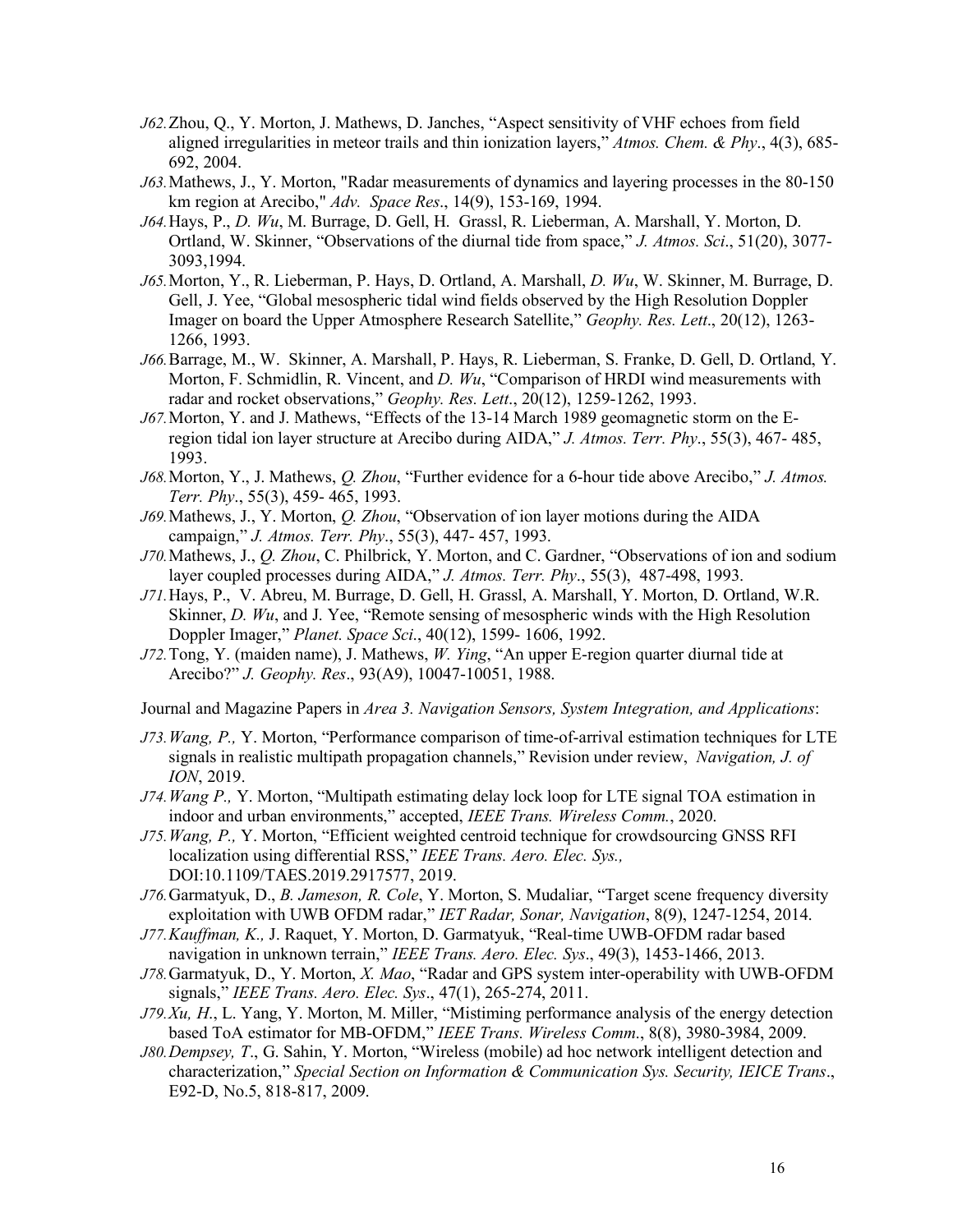*J62.* Zhou, Q., Y. Morton, J. Mathews, D. Janches, "Aspect sensitivity of VHF echoes from field aligned irregularities in meteor trails and thin ionization layers," *Atmos. Chem. & Phy*., 4(3), 685-692, 2004.

*J63.* Mathews, J., Y. Morton, "Radar measurements of dynamics and layering processes in the 80-150 km region at Arecibo," *Adv. Space Res*., 14(9), 153-169, 1994.

*J64.* Hays, P., *D. Wu*, M. Burrage, D. Gell, H. Grassl, R. Lieberman, A. Marshall, Y. Morton, D. Ortland, W. Skinner, "Observations of the diurnal tide from space," *J. Atmos. Sci*., 51(20), 3077-3093,1994.

*J65.* Morton, Y., R. Lieberman, P. Hays, D. Ortland, A. Marshall, *D. Wu*, W. Skinner, M. Burrage, D. Gell, J. Yee, "Global mesospheric tidal wind fields observed by the High Resolution Doppler Imager on board the Upper Atmosphere Research Satellite," *Geophy. Res. Lett*., 20(12), 1263-1266, 1993.

*J66.* Barrage, M., W. Skinner, A. Marshall, P. Hays, R. Lieberman, S. Franke, D. Gell, D. Ortland, Y. Morton, F. Schmidlin, R. Vincent, and *D. Wu*, "Comparison of HRDI wind measurements with radar and rocket observations," *Geophy. Res. Lett*., 20(12), 1259-1262, 1993.

*J67.* Morton, Y. and J. Mathews, "Effects of the 13-14 March 1989 geomagnetic storm on the E-region tidal ion layer structure at Arecibo during AIDA," *J. Atmos. Terr. Phy*., 55(3), 467- 485, 1993.

*J68.* Morton, Y., J. Mathews, *Q. Zhou*, "Further evidence for a 6-hour tide above Arecibo," *J. Atmos. Terr. Phy*., 55(3), 459- 465, 1993.

*J69.* Mathews, J., Y. Morton, *Q. Zhou*, "Observation of ion layer motions during the AIDA campaign," *J. Atmos. Terr. Phy*., 55(3), 447- 457, 1993.

*J70.* Mathews, J., *Q. Zhou*, C. Philbrick, Y. Morton, and C. Gardner, "Observations of ion and sodium layer coupled processes during AIDA," *J. Atmos. Terr. Phy*., 55(3), 487-498, 1993.

*J71.* Hays, P., V. Abreu, M. Burrage, D. Gell, H. Grassl, A. Marshall, Y. Morton, D. Ortland, W.R. Skinner, *D. Wu*, and J. Yee, "Remote sensing of mesospheric winds with the High Resolution Doppler Imager," *Planet. Space Sci*., 40(12), 1599- 1606, 1992.

*J72.* Tong, Y. (maiden name), J. Mathews, *W. Ying*, "An upper E-region quarter diurnal tide at Arecibo?" *J. Geophy. Res*., 93(A9), 10047-10051, 1988.

Journal and Magazine Papers in *Area 3. Navigation Sensors, System Integration, and Applications*:

*J73.* *Wang, P.,* Y. Morton, "Performance comparison of time-of-arrival estimation techniques for LTE signals in realistic multipath propagation channels," Revision under review, *Navigation, J. of ION*, 2019.

*J74.* *Wang P.,* Y. Morton, "Multipath estimating delay lock loop for LTE signal TOA estimation in indoor and urban environments," accepted, *IEEE Trans. Wireless Comm.*, 2020.

*J75.* *Wang, P.,* Y. Morton, "Efficient weighted centroid technique for crowdsourcing GNSS RFI localization using differential RSS," *IEEE Trans. Aero. Elec. Sys.,* DOI:10.1109/TAES.2019.2917577, 2019.

*J76.* Garmatyuk, D., *B. Jameson, R. Cole*, Y. Morton, S. Mudaliar, "Target scene frequency diversity exploitation with UWB OFDM radar," *IET Radar, Sonar, Navigation*, 8(9), 1247-1254, 2014.

*J77.* *Kauffman, K.,* J. Raquet, Y. Morton, D. Garmatyuk, "Real-time UWB-OFDM radar based navigation in unknown terrain," *IEEE Trans. Aero. Elec. Sys*., 49(3), 1453-1466, 2013.

*J78.* Garmatyuk, D., Y. Morton, *X. Mao*, "Radar and GPS system inter-operability with UWB-OFDM signals," *IEEE Trans. Aero. Elec. Sys*., 47(1), 265-274, 2011.

*J79.* *Xu, H*., L. Yang, Y. Morton, M. Miller, "Mistiming performance analysis of the energy detection based ToA estimator for MB-OFDM," *IEEE Trans. Wireless Comm*., 8(8), 3980-3984, 2009.

*J80.* *Dempsey, T*., G. Sahin, Y. Morton, "Wireless (mobile) ad hoc network intelligent detection and characterization," *Special Section on Information & Communication Sys. Security, IEICE Trans*., E92-D, No.5, 818-817, 2009.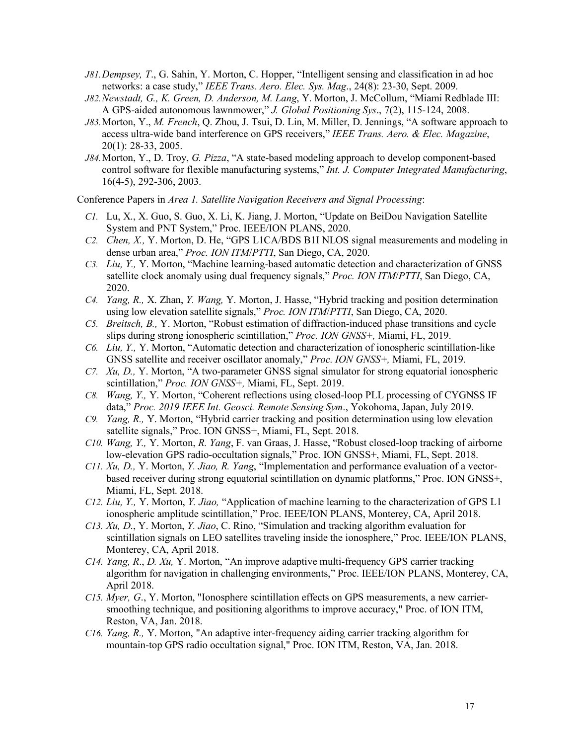J81. *Dempsey, T*., G. Sahin, Y. Morton, C. Hopper, "Intelligent sensing and classification in ad hoc networks: a case study," *IEEE Trans. Aero. Elec. Sys. Mag*., 24(8): 23-30, Sept. 2009.

J82. *Newstadt, G., K. Green, D. Anderson, M. Lang*, Y. Morton, J. McCollum, "Miami Redblade III: A GPS-aided autonomous lawnmower," *J. Global Positioning Sys*., 7(2), 115-124, 2008.

J83. Morton, Y., *M. French*, Q. Zhou, J. Tsui, D. Lin, M. Miller, D. Jennings, "A software approach to access ultra-wide band interference on GPS receivers," *IEEE Trans. Aero. & Elec. Magazine*, 20(1): 28-33, 2005.

J84. Morton, Y., D. Troy, *G. Pizza*, "A state-based modeling approach to develop component-based control software for flexible manufacturing systems," *Int. J. Computer Integrated Manufacturing*, 16(4-5), 292-306, 2003.

Conference Papers in *Area 1. Satellite Navigation Receivers and Signal Processing*:

C1. Lu, X., X. Guo, S. Guo, X. Li, K. Jiang, J. Morton, "Update on BeiDou Navigation Satellite System and PNT System," Proc. IEEE/ION PLANS, 2020.

C2. *Chen, X.,* Y. Morton, D. He, "GPS L1CA/BDS B1I NLOS signal measurements and modeling in dense urban area," *Proc. ION ITM/PTTI*, San Diego, CA, 2020.

C3. *Liu, Y.,* Y. Morton, "Machine learning-based automatic detection and characterization of GNSS satellite clock anomaly using dual frequency signals," *Proc. ION ITM/PTTI*, San Diego, CA, 2020.

C4. *Yang, R.,* X. Zhan, *Y. Wang,* Y. Morton, J. Hasse, "Hybrid tracking and position determination using low elevation satellite signals," *Proc. ION ITM/PTTI*, San Diego, CA, 2020.

C5. *Breitsch, B.,* Y. Morton, "Robust estimation of diffraction-induced phase transitions and cycle slips during strong ionospheric scintillation," *Proc. ION GNSS+,* Miami, FL, 2019.

C6. *Liu, Y.,* Y. Morton, "Automatic detection and characterization of ionospheric scintillation-like GNSS satellite and receiver oscillator anomaly," *Proc. ION GNSS+,* Miami, FL, 2019.

C7. *Xu, D.,* Y. Morton, "A two-parameter GNSS signal simulator for strong equatorial ionospheric scintillation," *Proc. ION GNSS+,* Miami, FL, Sept. 2019.

C8. *Wang, Y.,* Y. Morton, "Coherent reflections using closed-loop PLL processing of CYGNSS IF data," *Proc. 2019 IEEE Int. Geosci. Remote Sensing Sym*., Yokohoma, Japan, July 2019.

C9. *Yang, R.,* Y. Morton, "Hybrid carrier tracking and position determination using low elevation satellite signals," Proc. ION GNSS+, Miami, FL, Sept. 2018.

C10. *Wang, Y.,* Y. Morton, *R. Yang*, F. van Graas, J. Hasse, "Robust closed-loop tracking of airborne low-elevation GPS radio-occultation signals," Proc. ION GNSS+, Miami, FL, Sept. 2018.

C11. *Xu, D.,* Y. Morton, *Y. Jiao, R. Yang*, "Implementation and performance evaluation of a vector-based receiver during strong equatorial scintillation on dynamic platforms," Proc. ION GNSS+, Miami, FL, Sept. 2018.

C12. *Liu, Y.,* Y. Morton, *Y. Jiao,* "Application of machine learning to the characterization of GPS L1 ionospheric amplitude scintillation," Proc. IEEE/ION PLANS, Monterey, CA, April 2018.

C13. *Xu, D*., Y. Morton, *Y. Jiao*, C. Rino, "Simulation and tracking algorithm evaluation for scintillation signals on LEO satellites traveling inside the ionosphere," Proc. IEEE/ION PLANS, Monterey, CA, April 2018.

C14. *Yang, R*., *D. Xu,* Y. Morton, "An improve adaptive multi-frequency GPS carrier tracking algorithm for navigation in challenging environments," Proc. IEEE/ION PLANS, Monterey, CA, April 2018.

C15. *Myer, G*., Y. Morton, "Ionosphere scintillation effects on GPS measurements, a new carrier-smoothing technique, and positioning algorithms to improve accuracy," Proc. of ION ITM, Reston, VA, Jan. 2018.

C16. *Yang, R.,* Y. Morton, "An adaptive inter-frequency aiding carrier tracking algorithm for mountain-top GPS radio occultation signal," Proc. ION ITM, Reston, VA, Jan. 2018.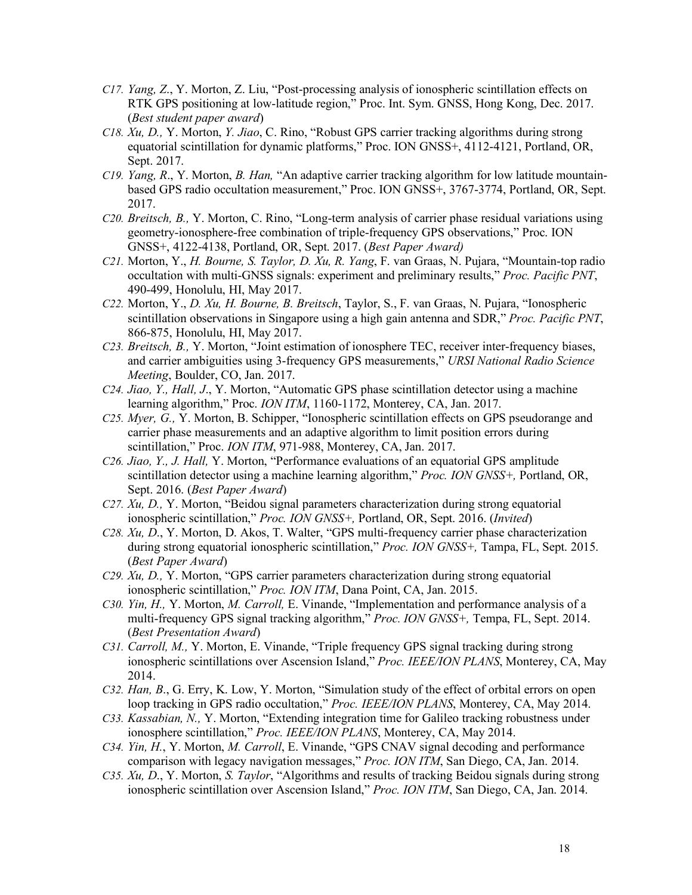*C17.* *Yang, Z*., Y. Morton, Z. Liu, "Post-processing analysis of ionospheric scintillation effects on RTK GPS positioning at low-latitude region," Proc. Int. Sym. GNSS, Hong Kong, Dec. 2017. (*Best student paper award*)

*C18.* *Xu, D.,* Y. Morton, *Y. Jiao*, C. Rino, "Robust GPS carrier tracking algorithms during strong equatorial scintillation for dynamic platforms," Proc. ION GNSS+, 4112-4121, Portland, OR, Sept. 2017.

*C19.* *Yang, R*., Y. Morton, *B. Han,* "An adaptive carrier tracking algorithm for low latitude mountain-based GPS radio occultation measurement," Proc. ION GNSS+, 3767-3774, Portland, OR, Sept. 2017.

*C20.* *Breitsch, B.,* Y. Morton, C. Rino, "Long-term analysis of carrier phase residual variations using geometry-ionosphere-free combination of triple-frequency GPS observations," Proc. ION GNSS+, 4122-4138, Portland, OR, Sept. 2017. (*Best Paper Award)*

*C21.* Morton, Y., *H. Bourne, S. Taylor, D. Xu, R. Yang*, F. van Graas, N. Pujara, "Mountain-top radio occultation with multi-GNSS signals: experiment and preliminary results," *Proc. Pacific PNT*, 490-499, Honolulu, HI, May 2017.

*C22.* Morton, Y., *D. Xu, H. Bourne, B. Breitsch*, Taylor, S., F. van Graas, N. Pujara, "Ionospheric scintillation observations in Singapore using a high gain antenna and SDR," *Proc. Pacific PNT*, 866-875, Honolulu, HI, May 2017.

*C23.* *Breitsch, B.,* Y. Morton, "Joint estimation of ionosphere TEC, receiver inter-frequency biases, and carrier ambiguities using 3-frequency GPS measurements," *URSI National Radio Science Meeting*, Boulder, CO, Jan. 2017.

*C24.* *Jiao, Y., Hall, J*., Y. Morton, "Automatic GPS phase scintillation detector using a machine learning algorithm," Proc. *ION ITM*, 1160-1172, Monterey, CA, Jan. 2017.

*C25.* *Myer, G.,* Y. Morton, B. Schipper, "Ionospheric scintillation effects on GPS pseudorange and carrier phase measurements and an adaptive algorithm to limit position errors during scintillation," Proc. *ION ITM*, 971-988, Monterey, CA, Jan. 2017.

*C26.* *Jiao, Y., J. Hall,* Y. Morton, "Performance evaluations of an equatorial GPS amplitude scintillation detector using a machine learning algorithm," *Proc. ION GNSS+,* Portland, OR, Sept. 2016. (*Best Paper Award*)

*C27.* *Xu, D.,* Y. Morton, "Beidou signal parameters characterization during strong equatorial ionospheric scintillation," *Proc. ION GNSS+,* Portland, OR, Sept. 2016. (*Invited*)

*C28.* *Xu, D*., Y. Morton, D. Akos, T. Walter, "GPS multi-frequency carrier phase characterization during strong equatorial ionospheric scintillation," *Proc. ION GNSS+,* Tampa, FL, Sept. 2015. (*Best Paper Award*)

*C29.* *Xu, D.,* Y. Morton, "GPS carrier parameters characterization during strong equatorial ionospheric scintillation," *Proc. ION ITM*, Dana Point, CA, Jan. 2015.

*C30.* *Yin, H.,* Y. Morton, *M. Carroll,* E. Vinande, "Implementation and performance analysis of a multi-frequency GPS signal tracking algorithm," *Proc. ION GNSS+,* Tempa, FL, Sept. 2014. (*Best Presentation Award*)

*C31.* *Carroll, M.,* Y. Morton, E. Vinande, "Triple frequency GPS signal tracking during strong ionospheric scintillations over Ascension Island," *Proc. IEEE/ION PLANS*, Monterey, CA, May 2014.

*C32.* *Han, B*., G. Erry, K. Low, Y. Morton, "Simulation study of the effect of orbital errors on open loop tracking in GPS radio occultation," *Proc. IEEE/ION PLANS*, Monterey, CA, May 2014.

*C33.* *Kassabian, N.,* Y. Morton, "Extending integration time for Galileo tracking robustness under ionosphere scintillation," *Proc. IEEE/ION PLANS*, Monterey, CA, May 2014.

*C34.* *Yin, H.*, Y. Morton, *M. Carroll*, E. Vinande, "GPS CNAV signal decoding and performance comparison with legacy navigation messages," *Proc. ION ITM*, San Diego, CA, Jan. 2014.

*C35.* *Xu, D*., Y. Morton, *S. Taylor*, "Algorithms and results of tracking Beidou signals during strong ionospheric scintillation over Ascension Island," *Proc. ION ITM*, San Diego, CA, Jan. 2014.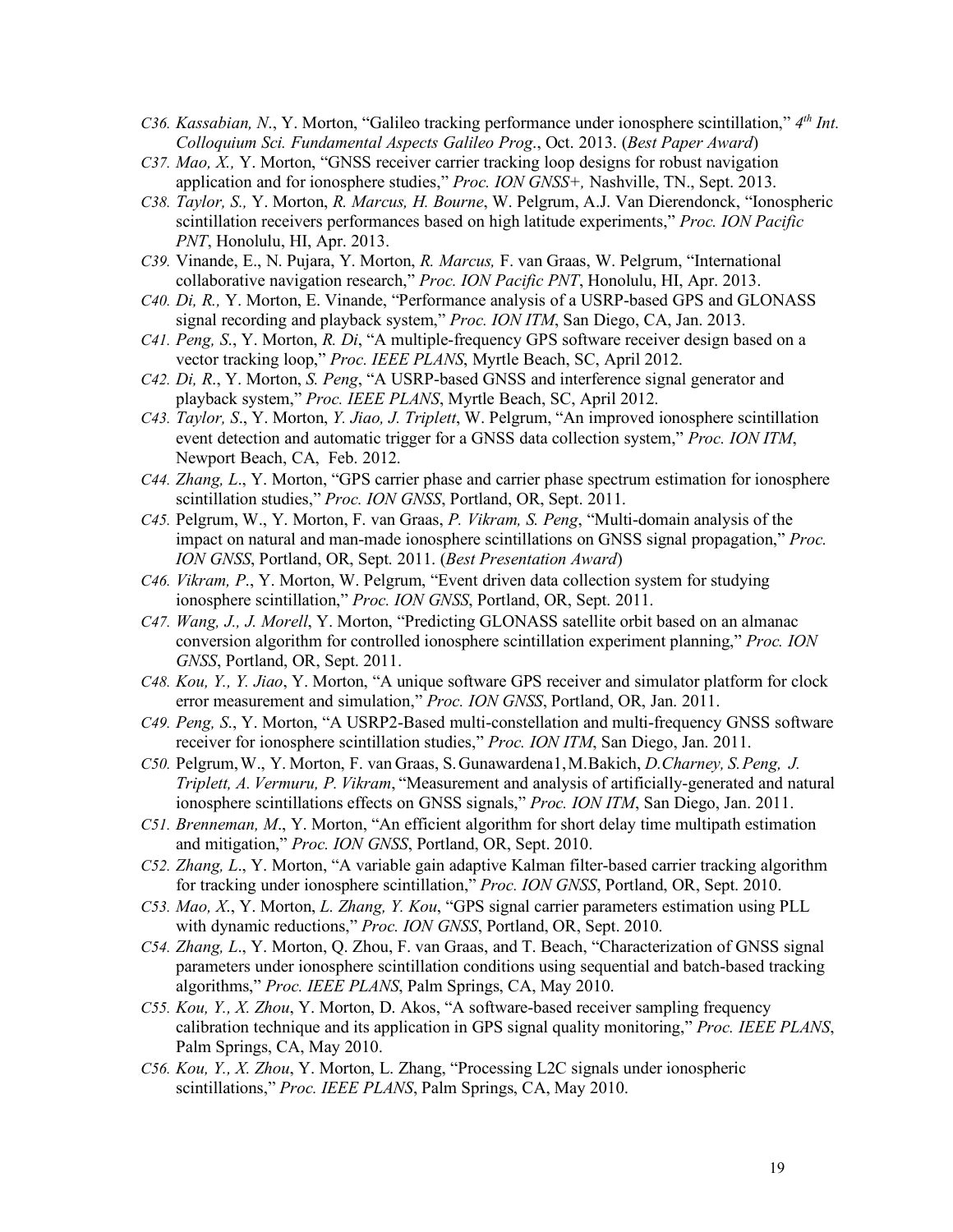*C36. Kassabian, N*., Y. Morton, "Galileo tracking performance under ionosphere scintillation," *4th Int. Colloquium Sci. Fundamental Aspects Galileo Prog*., Oct. 2013. (*Best Paper Award*)

*C37. Mao, X.,* Y. Morton, "GNSS receiver carrier tracking loop designs for robust navigation application and for ionosphere studies," *Proc. ION GNSS+,* Nashville, TN., Sept. 2013.

*C38. Taylor, S.,* Y. Morton, *R. Marcus, H. Bourne*, W. Pelgrum, A.J. Van Dierendonck, "Ionospheric scintillation receivers performances based on high latitude experiments," *Proc. ION Pacific PNT*, Honolulu, HI, Apr. 2013.

*C39.* Vinande, E., N. Pujara, Y. Morton, *R. Marcus,* F. van Graas, W. Pelgrum, "International collaborative navigation research," *Proc. ION Pacific PNT*, Honolulu, HI, Apr. 2013.

*C40. Di, R.,* Y. Morton, E. Vinande, "Performance analysis of a USRP-based GPS and GLONASS signal recording and playback system," *Proc. ION ITM*, San Diego, CA, Jan. 2013.

*C41. Peng, S*., Y. Morton, *R. Di*, "A multiple-frequency GPS software receiver design based on a vector tracking loop," *Proc. IEEE PLANS*, Myrtle Beach, SC, April 2012.

*C42. Di, R*., Y. Morton, *S. Peng*, "A USRP-based GNSS and interference signal generator and playback system," *Proc. IEEE PLANS*, Myrtle Beach, SC, April 2012.

*C43. Taylor, S*., Y. Morton, *Y. Jiao, J. Triplett*, W. Pelgrum, "An improved ionosphere scintillation event detection and automatic trigger for a GNSS data collection system," *Proc. ION ITM*, Newport Beach, CA, Feb. 2012.

*C44. Zhang, L*., Y. Morton, "GPS carrier phase and carrier phase spectrum estimation for ionosphere scintillation studies," *Proc. ION GNSS*, Portland, OR, Sept. 2011.

*C45.* Pelgrum, W., Y. Morton, F. van Graas, *P. Vikram, S. Peng*, "Multi-domain analysis of the impact on natural and man-made ionosphere scintillations on GNSS signal propagation," *Proc. ION GNSS*, Portland, OR, Sept. 2011. (*Best Presentation Award*)

*C46. Vikram, P*., Y. Morton, W. Pelgrum, "Event driven data collection system for studying ionosphere scintillation," *Proc. ION GNSS*, Portland, OR, Sept. 2011.

*C47. Wang, J., J. Morell*, Y. Morton, "Predicting GLONASS satellite orbit based on an almanac conversion algorithm for controlled ionosphere scintillation experiment planning," *Proc. ION GNSS*, Portland, OR, Sept. 2011.

*C48. Kou, Y., Y. Jiao*, Y. Morton, "A unique software GPS receiver and simulator platform for clock error measurement and simulation," *Proc. ION GNSS*, Portland, OR, Jan. 2011.

*C49. Peng, S*., Y. Morton, "A USRP2-Based multi-constellation and multi-frequency GNSS software receiver for ionosphere scintillation studies," *Proc. ION ITM*, San Diego, CA, Jan. 2011.

*C50.* Pelgrum, W., Y. Morton, F. van Graas, S. Gunawardena1, M. Bakich, *D. Charney, S. Peng, J. Triplett, A. Vermuru, P. Vikram*, "Measurement and analysis of artificially-generated and natural ionosphere scintillations effects on GNSS signals," *Proc. ION ITM*, San Diego, Jan. 2011.

*C51. Brenneman, M*., Y. Morton, "An efficient algorithm for short delay time multipath estimation and mitigation," *Proc. ION GNSS*, Portland, OR, Sept. 2010.

*C52. Zhang, L*., Y. Morton, "A variable gain adaptive Kalman filter-based carrier tracking algorithm for tracking under ionosphere scintillation," *Proc. ION GNSS*, Portland, OR, Sept. 2010.

*C53. Mao, X*., Y. Morton, *L. Zhang, Y. Kou*, "GPS signal carrier parameters estimation using PLL with dynamic reductions," *Proc. ION GNSS*, Portland, OR, Sept. 2010.

*C54. Zhang, L*., Y. Morton, Q. Zhou, F. van Graas, and T. Beach, "Characterization of GNSS signal parameters under ionosphere scintillation conditions using sequential and batch-based tracking algorithms," *Proc. IEEE PLANS*, Palm Springs, CA, May 2010.

*C55. Kou, Y., X. Zhou*, Y. Morton, D. Akos, "A software-based receiver sampling frequency calibration technique and its application in GPS signal quality monitoring," *Proc. IEEE PLANS*, Palm Springs, CA, May 2010.

*C56. Kou, Y., X. Zhou*, Y. Morton, L. Zhang, "Processing L2C signals under ionospheric scintillations," *Proc. IEEE PLANS*, Palm Springs, CA, May 2010.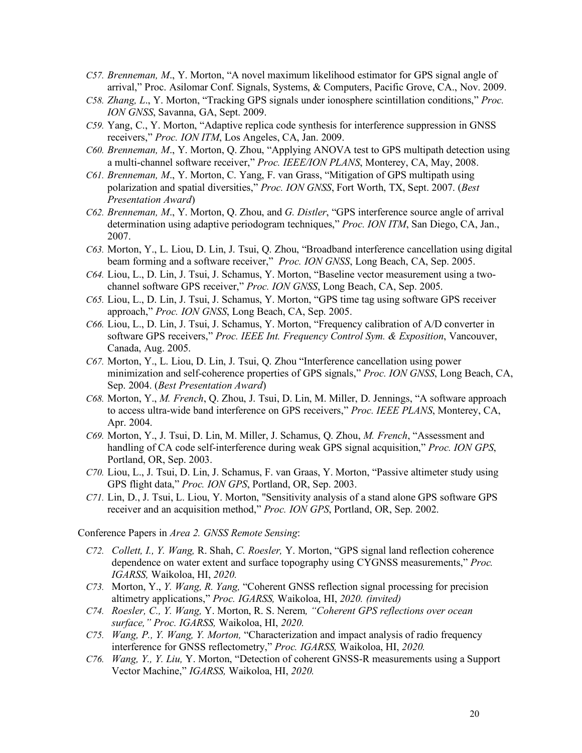- *C57. Brenneman, M*., Y. Morton, "A novel maximum likelihood estimator for GPS signal angle of arrival," Proc. Asilomar Conf. Signals, Systems, & Computers, Pacific Grove, CA., Nov. 2009.
- *C58. Zhang, L*., Y. Morton, "Tracking GPS signals under ionosphere scintillation conditions," *Proc. ION GNSS*, Savanna, GA, Sept. 2009.
- *C59.* Yang, C., Y. Morton, "Adaptive replica code synthesis for interference suppression in GNSS receivers," *Proc. ION ITM*, Los Angeles, CA, Jan. 2009.
- *C60. Brenneman, M*., Y. Morton, Q. Zhou, "Applying ANOVA test to GPS multipath detection using a multi-channel software receiver," *Proc. IEEE/ION PLANS*, Monterey, CA, May, 2008.
- *C61. Brenneman, M*., Y. Morton, C. Yang, F. van Grass, "Mitigation of GPS multipath using polarization and spatial diversities," *Proc. ION GNSS*, Fort Worth, TX, Sept. 2007. (*Best Presentation Award*)
- *C62. Brenneman, M*., Y. Morton, Q. Zhou, and *G. Distler*, "GPS interference source angle of arrival determination using adaptive periodogram techniques," *Proc. ION ITM*, San Diego, CA, Jan., 2007.
- *C63.* Morton, Y., L. Liou, D. Lin, J. Tsui, Q. Zhou, "Broadband interference cancellation using digital beam forming and a software receiver," *Proc. ION GNSS*, Long Beach, CA, Sep. 2005.
- *C64.* Liou, L., D. Lin, J. Tsui, J. Schamus, Y. Morton, "Baseline vector measurement using a two-channel software GPS receiver," *Proc. ION GNSS*, Long Beach, CA, Sep. 2005.
- *C65.* Liou, L., D. Lin, J. Tsui, J. Schamus, Y. Morton, "GPS time tag using software GPS receiver approach," *Proc. ION GNSS*, Long Beach, CA, Sep. 2005.
- *C66.* Liou, L., D. Lin, J. Tsui, J. Schamus, Y. Morton, "Frequency calibration of A/D converter in software GPS receivers," *Proc. IEEE Int. Frequency Control Sym. & Exposition*, Vancouver, Canada, Aug. 2005.
- *C67.* Morton, Y., L. Liou, D. Lin, J. Tsui, Q. Zhou "Interference cancellation using power minimization and self-coherence properties of GPS signals," *Proc. ION GNSS*, Long Beach, CA, Sep. 2004. (*Best Presentation Award*)
- *C68.* Morton, Y., *M. French*, Q. Zhou, J. Tsui, D. Lin, M. Miller, D. Jennings, "A software approach to access ultra-wide band interference on GPS receivers," *Proc. IEEE PLANS*, Monterey, CA, Apr. 2004.
- *C69.* Morton, Y., J. Tsui, D. Lin, M. Miller, J. Schamus, Q. Zhou, *M. French*, "Assessment and handling of CA code self-interference during weak GPS signal acquisition," *Proc. ION GPS*, Portland, OR, Sep. 2003.
- *C70.* Liou, L., J. Tsui, D. Lin, J. Schamus, F. van Graas, Y. Morton, "Passive altimeter study using GPS flight data," *Proc. ION GPS*, Portland, OR, Sep. 2003.
- *C71.* Lin, D., J. Tsui, L. Liou, Y. Morton, "Sensitivity analysis of a stand alone GPS software GPS receiver and an acquisition method," *Proc. ION GPS*, Portland, OR, Sep. 2002.

Conference Papers in *Area 2. GNSS Remote Sensing*:

- *C72. Collett, I., Y. Wang,* R. Shah, *C. Roesler,* Y. Morton, "GPS signal land reflection coherence dependence on water extent and surface topography using CYGNSS measurements," *Proc. IGARSS,* Waikoloa, HI, *2020.*
- *C73.* Morton, Y., *Y. Wang, R. Yang,* "Coherent GNSS reflection signal processing for precision altimetry applications," *Proc. IGARSS,* Waikoloa, HI, *2020. (invited)*
- *C74. Roesler, C., Y. Wang,* Y. Morton, R. S. Nerem*, "Coherent GPS reflections over ocean surface," Proc. IGARSS,* Waikoloa, HI, *2020.*
- *C75. Wang, P., Y. Wang, Y. Morton,* "Characterization and impact analysis of radio frequency interference for GNSS reflectometry," *Proc. IGARSS,* Waikoloa, HI, *2020.*
- *C76. Wang, Y., Y. Liu,* Y. Morton, "Detection of coherent GNSS-R measurements using a Support Vector Machine," *IGARSS,* Waikoloa, HI, *2020.*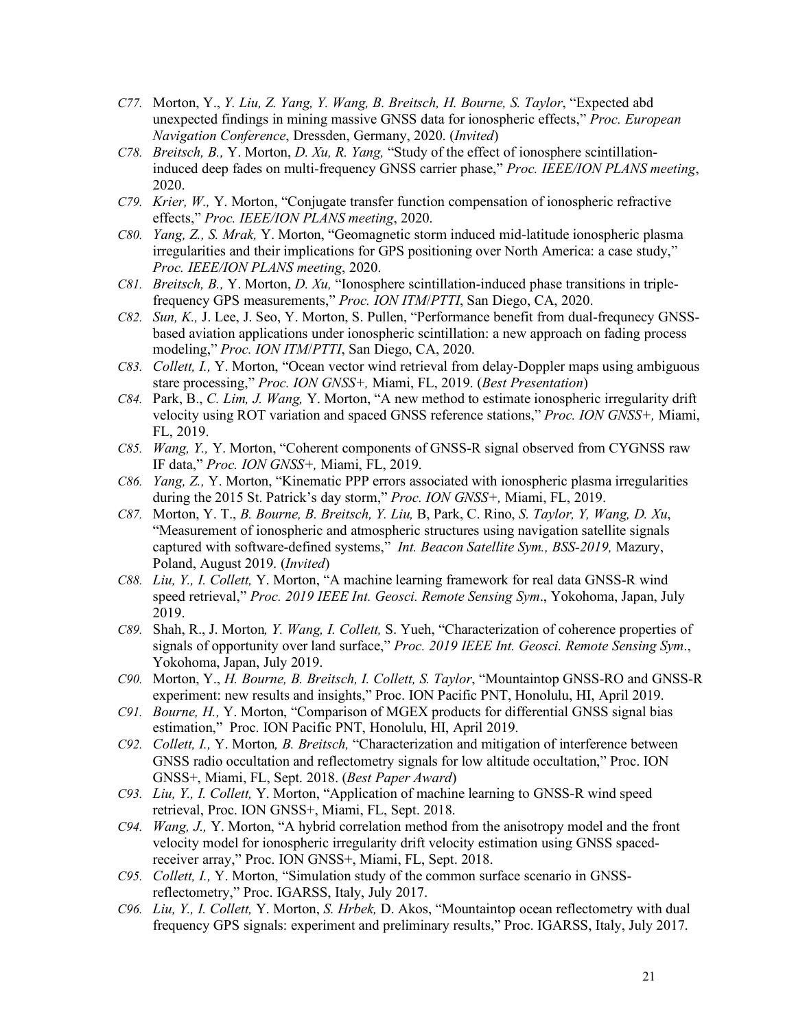*C77.* Morton, Y., *Y. Liu, Z. Yang, Y. Wang, B. Breitsch, H. Bourne, S. Taylor*, "Expected abd unexpected findings in mining massive GNSS data for ionospheric effects," *Proc. European Navigation Conference*, Dressden, Germany, 2020. (*Invited*)

*C78.* *Breitsch, B.,* Y. Morton, *D. Xu, R. Yang,* "Study of the effect of ionosphere scintillation-induced deep fades on multi-frequency GNSS carrier phase," *Proc. IEEE/ION PLANS meeting*, 2020.

*C79.* *Krier, W.,* Y. Morton, "Conjugate transfer function compensation of ionospheric refractive effects," *Proc. IEEE/ION PLANS meeting*, 2020.

*C80.* *Yang, Z., S. Mrak,* Y. Morton, "Geomagnetic storm induced mid-latitude ionospheric plasma irregularities and their implications for GPS positioning over North America: a case study," *Proc. IEEE/ION PLANS meeting*, 2020.

*C81.* *Breitsch, B.,* Y. Morton, *D. Xu,* "Ionosphere scintillation-induced phase transitions in triple-frequency GPS measurements," *Proc. ION ITM/PTTI*, San Diego, CA, 2020.

*C82.* *Sun, K.,* J. Lee, J. Seo, Y. Morton, S. Pullen, "Performance benefit from dual-frequnecy GNSS-based aviation applications under ionospheric scintillation: a new approach on fading process modeling," *Proc. ION ITM/PTTI*, San Diego, CA, 2020.

*C83.* *Collett, I.,* Y. Morton, "Ocean vector wind retrieval from delay-Doppler maps using ambiguous stare processing," *Proc. ION GNSS+,* Miami, FL, 2019. (*Best Presentation*)

*C84.* Park, B., *C. Lim, J. Wang,* Y. Morton, "A new method to estimate ionospheric irregularity drift velocity using ROT variation and spaced GNSS reference stations," *Proc. ION GNSS+,* Miami, FL, 2019.

*C85.* *Wang, Y.,* Y. Morton, "Coherent components of GNSS-R signal observed from CYGNSS raw IF data," *Proc. ION GNSS+,* Miami, FL, 2019.

*C86.* *Yang, Z.,* Y. Morton, "Kinematic PPP errors associated with ionospheric plasma irregularities during the 2015 St. Patrick's day storm," *Proc. ION GNSS+,* Miami, FL, 2019.

*C87.* Morton, Y. T., *B. Bourne, B. Breitsch, Y. Liu,* B, Park, C. Rino, *S. Taylor, Y, Wang, D. Xu*, "Measurement of ionospheric and atmospheric structures using navigation satellite signals captured with software-defined systems," *Int. Beacon Satellite Sym., BSS-2019,* Mazury, Poland, August 2019. (*Invited*)

*C88.* *Liu, Y., I. Collett,* Y. Morton, "A machine learning framework for real data GNSS-R wind speed retrieval," *Proc. 2019 IEEE Int. Geosci. Remote Sensing Sym*., Yokohoma, Japan, July 2019.

*C89.* Shah, R., J. Morton*, Y. Wang, I. Collett,* S. Yueh, "Characterization of coherence properties of signals of opportunity over land surface," *Proc. 2019 IEEE Int. Geosci. Remote Sensing Sym*., Yokohoma, Japan, July 2019.

*C90.* Morton, Y., *H. Bourne, B. Breitsch, I. Collett, S. Taylor*, "Mountaintop GNSS-RO and GNSS-R experiment: new results and insights," Proc. ION Pacific PNT, Honolulu, HI, April 2019.

*C91.* *Bourne, H.,* Y. Morton, "Comparison of MGEX products for differential GNSS signal bias estimation," Proc. ION Pacific PNT, Honolulu, HI, April 2019.

*C92.* *Collett, I.,* Y. Morton*, B. Breitsch,* "Characterization and mitigation of interference between GNSS radio occultation and reflectometry signals for low altitude occultation," Proc. ION GNSS+, Miami, FL, Sept. 2018. (*Best Paper Award*)

*C93.* *Liu, Y., I. Collett,* Y. Morton, "Application of machine learning to GNSS-R wind speed retrieval, Proc. ION GNSS+, Miami, FL, Sept. 2018.

*C94.* *Wang, J.,* Y. Morton, "A hybrid correlation method from the anisotropy model and the front velocity model for ionospheric irregularity drift velocity estimation using GNSS spaced-receiver array," Proc. ION GNSS+, Miami, FL, Sept. 2018.

*C95.* *Collett, I.,* Y. Morton, "Simulation study of the common surface scenario in GNSS-reflectometry," Proc. IGARSS, Italy, July 2017.

*C96.* *Liu, Y., I. Collett,* Y. Morton, *S. Hrbek,* D. Akos, "Mountaintop ocean reflectometry with dual frequency GPS signals: experiment and preliminary results," Proc. IGARSS, Italy, July 2017.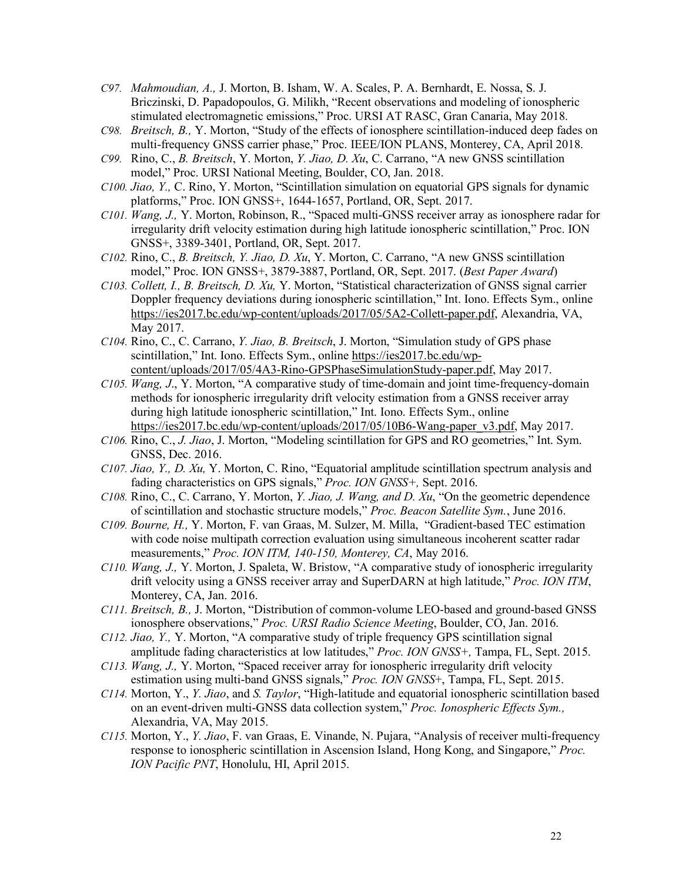- *C97. Mahmoudian, A.,* J. Morton, B. Isham, W. A. Scales, P. A. Bernhardt, E. Nossa, S. J. Briczinski, D. Papadopoulos, G. Milikh, "Recent observations and modeling of ionospheric stimulated electromagnetic emissions," Proc. URSI AT RASC, Gran Canaria, May 2018.
- *C98. Breitsch, B.,* Y. Morton, "Study of the effects of ionosphere scintillation-induced deep fades on multi-frequency GNSS carrier phase," Proc. IEEE/ION PLANS, Monterey, CA, April 2018.
- *C99.* Rino, C., *B. Breitsch*, Y. Morton, *Y. Jiao, D. Xu*, C. Carrano, "A new GNSS scintillation model," Proc. URSI National Meeting, Boulder, CO, Jan. 2018.
- *C100. Jiao, Y.,* C. Rino, Y. Morton, "Scintillation simulation on equatorial GPS signals for dynamic platforms," Proc. ION GNSS+, 1644-1657, Portland, OR, Sept. 2017.
- *C101. Wang, J.,* Y. Morton, Robinson, R., "Spaced multi-GNSS receiver array as ionosphere radar for irregularity drift velocity estimation during high latitude ionospheric scintillation," Proc. ION GNSS+, 3389-3401, Portland, OR, Sept. 2017.
- *C102.* Rino, C., *B. Breitsch, Y. Jiao, D. Xu*, Y. Morton, C. Carrano, "A new GNSS scintillation model," Proc. ION GNSS+, 3879-3887, Portland, OR, Sept. 2017. (*Best Paper Award*)
- *C103. Collett, I., B. Breitsch, D. Xu,* Y. Morton, "Statistical characterization of GNSS signal carrier Doppler frequency deviations during ionospheric scintillation," Int. Iono. Effects Sym., online https://ies2017.bc.edu/wp-content/uploads/2017/05/5A2-Collett-paper.pdf, Alexandria, VA, May 2017.
- *C104.* Rino, C., C. Carrano, *Y. Jiao, B. Breitsch*, J. Morton, "Simulation study of GPS phase scintillation," Int. Iono. Effects Sym., online https://ies2017.bc.edu/wp-content/uploads/2017/05/4A3-Rino-GPSPhaseSimulationStudy-paper.pdf, May 2017.
- *C105. Wang, J.*, Y. Morton, "A comparative study of time-domain and joint time-frequency-domain methods for ionospheric irregularity drift velocity estimation from a GNSS receiver array during high latitude ionospheric scintillation," Int. Iono. Effects Sym., online https://ies2017.bc.edu/wp-content/uploads/2017/05/10B6-Wang-paper_v3.pdf, May 2017.
- *C106.* Rino, C., *J. Jiao*, J. Morton, "Modeling scintillation for GPS and RO geometries," Int. Sym. GNSS, Dec. 2016.
- *C107. Jiao, Y., D. Xu,* Y. Morton, C. Rino, "Equatorial amplitude scintillation spectrum analysis and fading characteristics on GPS signals," *Proc. ION GNSS+,* Sept. 2016.
- *C108.* Rino, C., C. Carrano, Y. Morton, *Y. Jiao, J. Wang, and D. Xu*, "On the geometric dependence of scintillation and stochastic structure models," *Proc. Beacon Satellite Sym.*, June 2016.
- *C109. Bourne, H.,* Y. Morton, F. van Graas, M. Sulzer, M. Milla, "Gradient-based TEC estimation with code noise multipath correction evaluation using simultaneous incoherent scatter radar measurements," *Proc. ION ITM, 140-150, Monterey, CA*, May 2016.
- *C110. Wang, J.,* Y. Morton, J. Spaleta, W. Bristow, "A comparative study of ionospheric irregularity drift velocity using a GNSS receiver array and SuperDARN at high latitude," *Proc. ION ITM*, Monterey, CA, Jan. 2016.
- *C111. Breitsch, B.,* J. Morton, "Distribution of common-volume LEO-based and ground-based GNSS ionosphere observations," *Proc. URSI Radio Science Meeting*, Boulder, CO, Jan. 2016.
- *C112. Jiao, Y.,* Y. Morton, "A comparative study of triple frequency GPS scintillation signal amplitude fading characteristics at low latitudes," *Proc. ION GNSS+,* Tampa, FL, Sept. 2015.
- *C113. Wang, J.,* Y. Morton, "Spaced receiver array for ionospheric irregularity drift velocity estimation using multi-band GNSS signals," *Proc. ION GNSS+*, Tampa, FL, Sept. 2015.
- *C114.* Morton, Y., *Y. Jiao*, and *S. Taylor*, "High-latitude and equatorial ionospheric scintillation based on an event-driven multi-GNSS data collection system," *Proc. Ionospheric Effects Sym.,* Alexandria, VA, May 2015.
- *C115.* Morton, Y., *Y. Jiao*, F. van Graas, E. Vinande, N. Pujara, "Analysis of receiver multi-frequency response to ionospheric scintillation in Ascension Island, Hong Kong, and Singapore," *Proc. ION Pacific PNT*, Honolulu, HI, April 2015.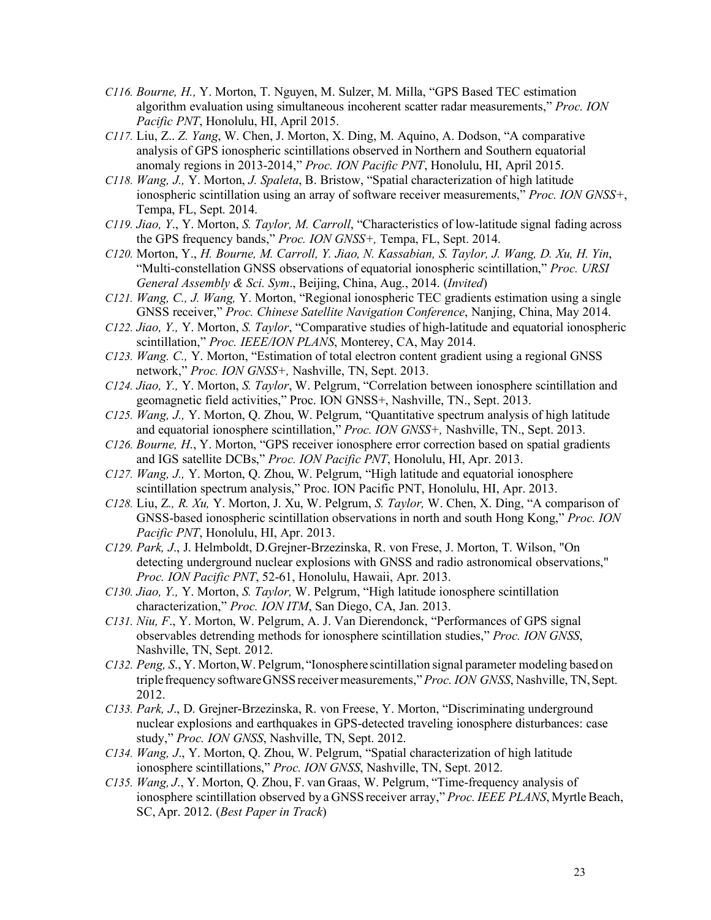*C116. Bourne, H.,* Y. Morton, T. Nguyen, M. Sulzer, M. Milla, "GPS Based TEC estimation algorithm evaluation using simultaneous incoherent scatter radar measurements," *Proc. ION Pacific PNT*, Honolulu, HI, April 2015.

*C117.* Liu, Z.. *Z. Yang*, W. Chen, J. Morton, X. Ding, M. Aquino, A. Dodson, "A comparative analysis of GPS ionospheric scintillations observed in Northern and Southern equatorial anomaly regions in 2013-2014," *Proc. ION Pacific PNT*, Honolulu, HI, April 2015.

*C118. Wang, J.,* Y. Morton, *J. Spaleta*, B. Bristow, "Spatial characterization of high latitude ionospheric scintillation using an array of software receiver measurements," *Proc. ION GNSS+*, Tempa, FL, Sept. 2014.

*C119. Jiao, Y*., Y. Morton, *S. Taylor, M. Carroll*, "Characteristics of low-latitude signal fading across the GPS frequency bands," *Proc. ION GNSS+,* Tempa, FL, Sept. 2014.

*C120.* Morton, Y., *H. Bourne, M. Carroll, Y. Jiao, N. Kassabian, S. Taylor, J. Wang, D. Xu, H. Yin*, "Multi-constellation GNSS observations of equatorial ionospheric scintillation," *Proc. URSI General Assembly & Sci. Sym*., Beijing, China, Aug., 2014. (*Invited*)

*C121. Wang, C., J. Wang,* Y. Morton, "Regional ionospheric TEC gradients estimation using a single GNSS receiver," *Proc. Chinese Satellite Navigation Conference*, Nanjing, China, May 2014.

*C122. Jiao, Y.,* Y. Morton, *S. Taylor*, "Comparative studies of high-latitude and equatorial ionospheric scintillation," *Proc. IEEE/ION PLANS*, Monterey, CA, May 2014.

*C123. Wang. C.,* Y. Morton, "Estimation of total electron content gradient using a regional GNSS network," *Proc. ION GNSS+,* Nashville, TN, Sept. 2013.

*C124. Jiao, Y.,* Y. Morton, *S. Taylor*, W. Pelgrum, "Correlation between ionosphere scintillation and geomagnetic field activities," Proc. ION GNSS+, Nashville, TN., Sept. 2013.

*C125. Wang, J.,* Y. Morton, Q. Zhou, W. Pelgrum, "Quantitative spectrum analysis of high latitude and equatorial ionosphere scintillation," *Proc. ION GNSS+,* Nashville, TN., Sept. 2013.

*C126. Bourne, H*., Y. Morton, "GPS receiver ionosphere error correction based on spatial gradients and IGS satellite DCBs," *Proc. ION Pacific PNT*, Honolulu, HI, Apr. 2013.

*C127. Wang, J.,* Y. Morton, Q. Zhou, W. Pelgrum, "High latitude and equatorial ionosphere scintillation spectrum analysis," Proc. ION Pacific PNT, Honolulu, HI, Apr. 2013.

*C128.* Liu, Z.*, R. Xu,* Y. Morton, J. Xu, W. Pelgrum, *S. Taylor,* W. Chen, X. Ding, "A comparison of GNSS-based ionospheric scintillation observations in north and south Hong Kong," *Proc. ION Pacific PNT*, Honolulu, HI, Apr. 2013.

*C129. Park, J*., J. Helmboldt, D.Grejner-Brzezinska, R. von Frese, J. Morton, T. Wilson, "On detecting underground nuclear explosions with GNSS and radio astronomical observations," *Proc. ION Pacific PNT*, 52-61, Honolulu, Hawaii, Apr. 2013.

*C130. Jiao, Y.,* Y. Morton, *S. Taylor,* W. Pelgrum, "High latitude ionosphere scintillation characterization," *Proc. ION ITM*, San Diego, CA, Jan. 2013.

*C131. Niu, F*., Y. Morton, W. Pelgrum, A. J. Van Dierendonck, "Performances of GPS signal observables detrending methods for ionosphere scintillation studies," *Proc. ION GNSS*, Nashville, TN, Sept. 2012.

*C132. Peng, S*., Y. Morton, W. Pelgrum, "Ionosphere scintillation signal parameter modeling based on triple frequency software GNSS receiver measurements," *Proc. ION GNSS*, Nashville, TN, Sept. 2012.

*C133. Park, J*., D. Grejner-Brzezinska, R. von Freese, Y. Morton, "Discriminating underground nuclear explosions and earthquakes in GPS-detected traveling ionosphere disturbances: case study," *Proc. ION GNSS*, Nashville, TN, Sept. 2012.

*C134. Wang, J*., Y. Morton, Q. Zhou, W. Pelgrum, "Spatial characterization of high latitude ionosphere scintillations," *Proc. ION GNSS*, Nashville, TN, Sept. 2012.

*C135. Wang, J*., Y. Morton, Q. Zhou, F. van Graas, W. Pelgrum, "Time-frequency analysis of ionosphere scintillation observed by a GNSS receiver array," *Proc. IEEE PLANS*, Myrtle Beach, SC, Apr. 2012. (*Best Paper in Track*)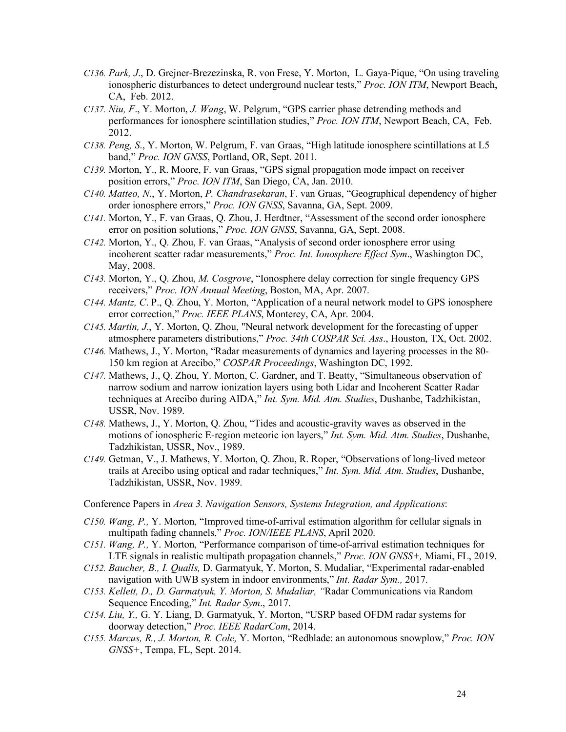*C136. Park, J*., D. Grejner-Brezezinska, R. von Frese, Y. Morton, L. Gaya-Pique, "On using traveling ionospheric disturbances to detect underground nuclear tests," *Proc. ION ITM*, Newport Beach, CA, Feb. 2012.

*C137. Niu, F*., Y. Morton, *J. Wang*, W. Pelgrum, "GPS carrier phase detrending methods and performances for ionosphere scintillation studies," *Proc. ION ITM*, Newport Beach, CA, Feb. 2012.

*C138. Peng, S*., Y. Morton, W. Pelgrum, F. van Graas, "High latitude ionosphere scintillations at L5 band," *Proc. ION GNSS*, Portland, OR, Sept. 2011.

*C139.* Morton, Y., R. Moore, F. van Graas, "GPS signal propagation mode impact on receiver position errors," *Proc. ION ITM*, San Diego, CA, Jan. 2010.

*C140. Matteo, N*., Y. Morton, *P. Chandrasekaran*, F. van Graas, "Geographical dependency of higher order ionosphere errors," *Proc. ION GNSS*, Savanna, GA, Sept. 2009.

*C141.* Morton, Y., F. van Graas, Q. Zhou, J. Herdtner, "Assessment of the second order ionosphere error on position solutions," *Proc. ION GNSS*, Savanna, GA, Sept. 2008.

*C142.* Morton, Y., Q. Zhou, F. van Graas, "Analysis of second order ionosphere error using incoherent scatter radar measurements," *Proc. Int. Ionosphere Effect Sym*., Washington DC, May, 2008.

*C143.* Morton, Y., Q. Zhou, *M. Cosgrove*, "Ionosphere delay correction for single frequency GPS receivers," *Proc. ION Annual Meeting*, Boston, MA, Apr. 2007.

*C144. Mantz, C*. P., Q. Zhou, Y. Morton, "Application of a neural network model to GPS ionosphere error correction," *Proc. IEEE PLANS*, Monterey, CA, Apr. 2004.

*C145. Martin, J*., Y. Morton, Q. Zhou, "Neural network development for the forecasting of upper atmosphere parameters distributions," *Proc. 34th COSPAR Sci. Ass*., Houston, TX, Oct. 2002.

*C146.* Mathews, J., Y. Morton, "Radar measurements of dynamics and layering processes in the 80-150 km region at Arecibo," *COSPAR Proceedings*, Washington DC, 1992.

*C147.* Mathews, J., Q. Zhou, Y. Morton, C. Gardner, and T. Beatty, "Simultaneous observation of narrow sodium and narrow ionization layers using both Lidar and Incoherent Scatter Radar techniques at Arecibo during AIDA," *Int. Sym. Mid. Atm. Studies*, Dushanbe, Tadzhikistan, USSR, Nov. 1989.

*C148.* Mathews, J., Y. Morton, Q. Zhou, "Tides and acoustic-gravity waves as observed in the motions of ionospheric E-region meteoric ion layers," *Int. Sym. Mid. Atm. Studies*, Dushanbe, Tadzhikistan, USSR, Nov., 1989.

*C149.* Getman, V., J. Mathews, Y. Morton, Q. Zhou, R. Roper, "Observations of long-lived meteor trails at Arecibo using optical and radar techniques," *Int. Sym. Mid. Atm. Studies*, Dushanbe, Tadzhikistan, USSR, Nov. 1989.

Conference Papers in *Area 3. Navigation Sensors, Systems Integration, and Applications*:

*C150. Wang, P.,* Y. Morton, "Improved time-of-arrival estimation algorithm for cellular signals in multipath fading channels," *Proc. ION/IEEE PLANS*, April 2020.

*C151. Wang, P.,* Y. Morton, "Performance comparison of time-of-arrival estimation techniques for LTE signals in realistic multipath propagation channels," *Proc. ION GNSS+,* Miami, FL, 2019.

*C152. Baucher, B., I. Qualls,* D. Garmatyuk, Y. Morton, S. Mudaliar, "Experimental radar-enabled navigation with UWB system in indoor environments," *Int. Radar Sym.,* 2017.

*C153. Kellett, D., D. Garmatyuk, Y. Morton, S. Mudaliar, "*Radar Communications via Random Sequence Encoding," *Int. Radar Sym*., 2017.

*C154. Liu, Y.,* G. Y. Liang, D. Garmatyuk, Y. Morton, "USRP based OFDM radar systems for doorway detection," *Proc. IEEE RadarCom*, 2014.

*C155. Marcus, R., J. Morton, R. Cole,* Y. Morton, "Redblade: an autonomous snowplow," *Proc. ION GNSS+*, Tempa, FL, Sept. 2014.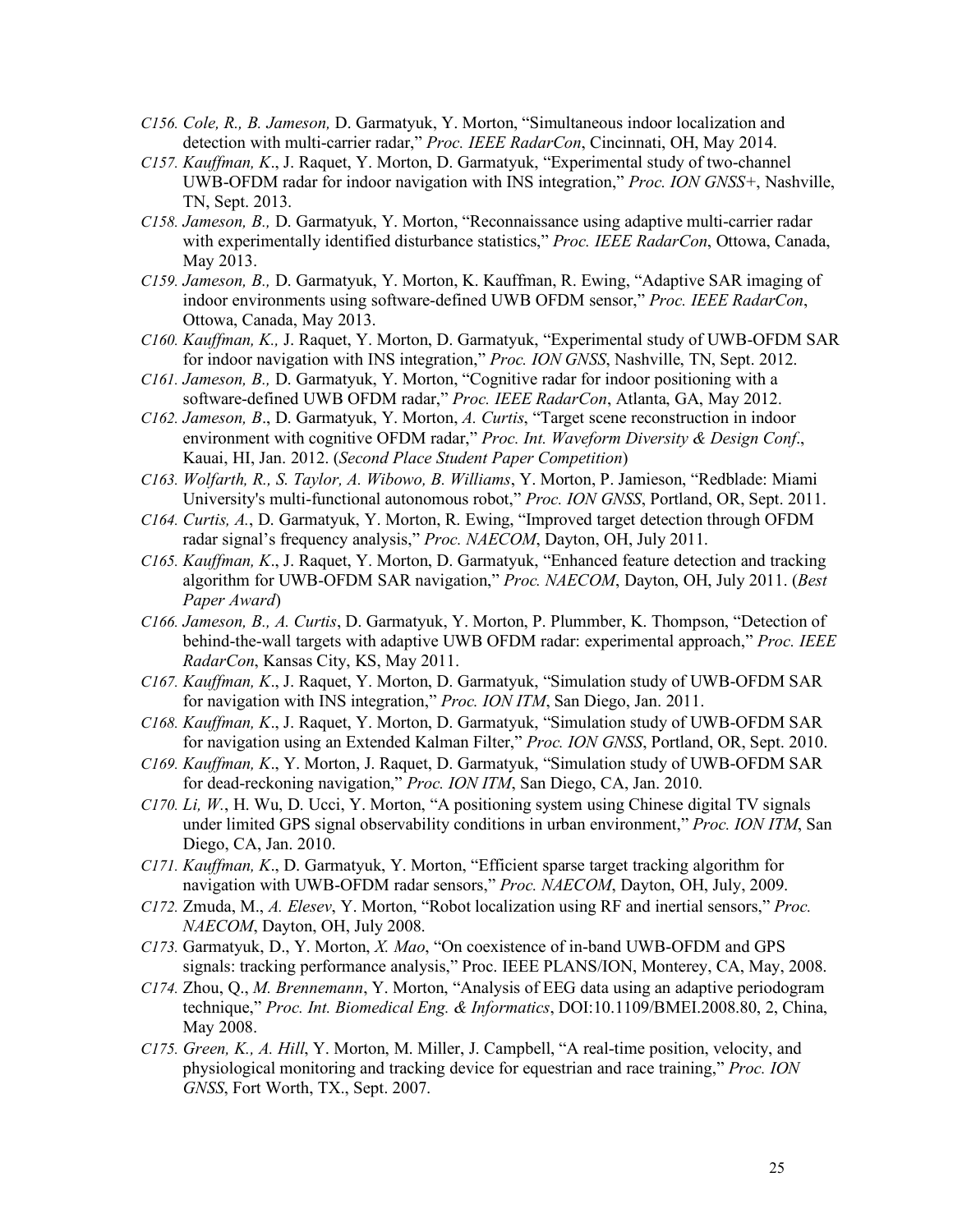- *C156. Cole, R., B. Jameson,* D. Garmatyuk, Y. Morton, "Simultaneous indoor localization and detection with multi-carrier radar," *Proc. IEEE RadarCon*, Cincinnati, OH, May 2014.
- *C157. Kauffman, K*., J. Raquet, Y. Morton, D. Garmatyuk, "Experimental study of two-channel UWB-OFDM radar for indoor navigation with INS integration," *Proc. ION GNSS+*, Nashville, TN, Sept. 2013.
- *C158. Jameson, B.,* D. Garmatyuk, Y. Morton, "Reconnaissance using adaptive multi-carrier radar with experimentally identified disturbance statistics," *Proc. IEEE RadarCon*, Ottowa, Canada, May 2013.
- *C159. Jameson, B.,* D. Garmatyuk, Y. Morton, K. Kauffman, R. Ewing, "Adaptive SAR imaging of indoor environments using software-defined UWB OFDM sensor," *Proc. IEEE RadarCon*, Ottowa, Canada, May 2013.
- *C160. Kauffman, K.,* J. Raquet, Y. Morton, D. Garmatyuk, "Experimental study of UWB-OFDM SAR for indoor navigation with INS integration," *Proc. ION GNSS*, Nashville, TN, Sept. 2012.
- *C161. Jameson, B.,* D. Garmatyuk, Y. Morton, "Cognitive radar for indoor positioning with a software-defined UWB OFDM radar," *Proc. IEEE RadarCon*, Atlanta, GA, May 2012.
- *C162. Jameson, B*., D. Garmatyuk, Y. Morton, *A. Curtis*, "Target scene reconstruction in indoor environment with cognitive OFDM radar," *Proc. Int. Waveform Diversity & Design Conf*., Kauai, HI, Jan. 2012. (*Second Place Student Paper Competition*)
- *C163. Wolfarth, R., S. Taylor, A. Wibowo, B. Williams*, Y. Morton, P. Jamieson, "Redblade: Miami University's multi-functional autonomous robot," *Proc. ION GNSS*, Portland, OR, Sept. 2011.
- *C164. Curtis, A.*, D. Garmatyuk, Y. Morton, R. Ewing, "Improved target detection through OFDM radar signal's frequency analysis," *Proc. NAECOM*, Dayton, OH, July 2011.
- *C165. Kauffman, K*., J. Raquet, Y. Morton, D. Garmatyuk, "Enhanced feature detection and tracking algorithm for UWB-OFDM SAR navigation," *Proc. NAECOM*, Dayton, OH, July 2011. (*Best Paper Award*)
- *C166. Jameson, B., A. Curtis*, D. Garmatyuk, Y. Morton, P. Plummber, K. Thompson, "Detection of behind-the-wall targets with adaptive UWB OFDM radar: experimental approach," *Proc. IEEE RadarCon*, Kansas City, KS, May 2011.
- *C167. Kauffman, K*., J. Raquet, Y. Morton, D. Garmatyuk, "Simulation study of UWB-OFDM SAR for navigation with INS integration," *Proc. ION ITM*, San Diego, Jan. 2011.
- *C168. Kauffman, K*., J. Raquet, Y. Morton, D. Garmatyuk, "Simulation study of UWB-OFDM SAR for navigation using an Extended Kalman Filter," *Proc. ION GNSS*, Portland, OR, Sept. 2010.
- *C169. Kauffman, K*., Y. Morton, J. Raquet, D. Garmatyuk, "Simulation study of UWB-OFDM SAR for dead-reckoning navigation," *Proc. ION ITM*, San Diego, CA, Jan. 2010.
- *C170. Li, W.*, H. Wu, D. Ucci, Y. Morton, "A positioning system using Chinese digital TV signals under limited GPS signal observability conditions in urban environment," *Proc. ION ITM*, San Diego, CA, Jan. 2010.
- *C171. Kauffman, K*., D. Garmatyuk, Y. Morton, "Efficient sparse target tracking algorithm for navigation with UWB-OFDM radar sensors," *Proc. NAECOM*, Dayton, OH, July, 2009.
- *C172.* Zmuda, M., *A. Elesev*, Y. Morton, "Robot localization using RF and inertial sensors," *Proc. NAECOM*, Dayton, OH, July 2008.
- *C173.* Garmatyuk, D., Y. Morton, *X. Mao*, "On coexistence of in-band UWB-OFDM and GPS signals: tracking performance analysis," Proc. IEEE PLANS/ION, Monterey, CA, May, 2008.
- *C174.* Zhou, Q., *M. Brennemann*, Y. Morton, "Analysis of EEG data using an adaptive periodogram technique," *Proc. Int. Biomedical Eng. & Informatics*, DOI:10.1109/BMEI.2008.80, 2, China, May 2008.
- *C175. Green, K., A. Hill*, Y. Morton, M. Miller, J. Campbell, "A real-time position, velocity, and physiological monitoring and tracking device for equestrian and race training," *Proc. ION GNSS*, Fort Worth, TX., Sept. 2007.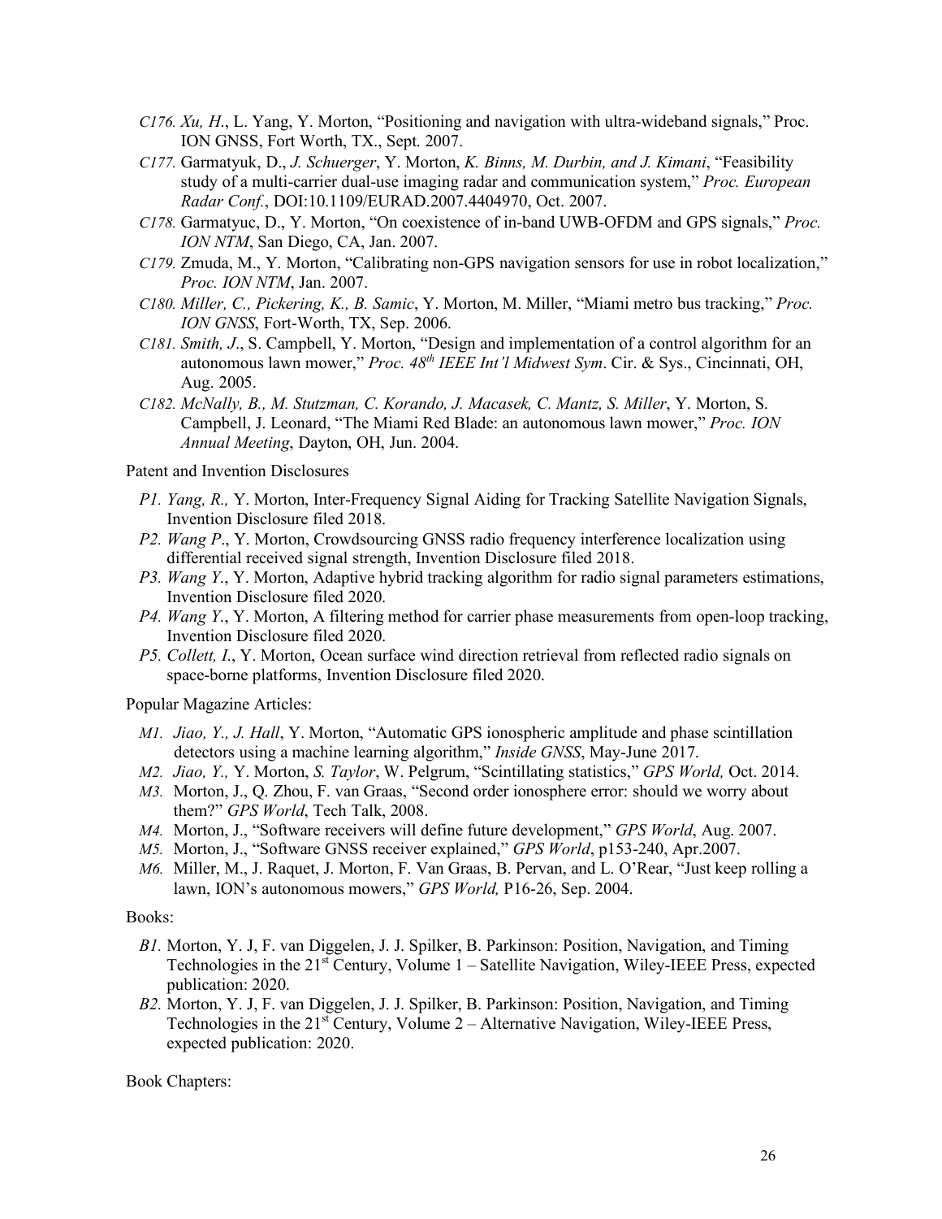- *C176. Xu, H*., L. Yang, Y. Morton, "Positioning and navigation with ultra-wideband signals," Proc. ION GNSS, Fort Worth, TX., Sept. 2007.
- *C177.* Garmatyuk, D., *J. Schuerger*, Y. Morton, *K. Binns, M. Durbin, and J. Kimani*, "Feasibility study of a multi-carrier dual-use imaging radar and communication system," *Proc. European Radar Conf.*, DOI:10.1109/EURAD.2007.4404970, Oct. 2007.
- *C178.* Garmatyuc, D., Y. Morton, "On coexistence of in-band UWB-OFDM and GPS signals," *Proc. ION NTM*, San Diego, CA, Jan. 2007.
- *C179.* Zmuda, M., Y. Morton, "Calibrating non-GPS navigation sensors for use in robot localization," *Proc. ION NTM*, Jan. 2007.
- *C180. Miller, C., Pickering, K., B. Samic*, Y. Morton, M. Miller, "Miami metro bus tracking," *Proc. ION GNSS*, Fort-Worth, TX, Sep. 2006.
- *C181. Smith, J*., S. Campbell, Y. Morton, "Design and implementation of a control algorithm for an autonomous lawn mower," *Proc. 48th IEEE Int'l Midwest Sym*. Cir. & Sys., Cincinnati, OH, Aug. 2005.
- *C182. McNally, B., M. Stutzman, C. Korando, J. Macasek, C. Mantz, S. Miller*, Y. Morton, S. Campbell, J. Leonard, "The Miami Red Blade: an autonomous lawn mower," *Proc. ION Annual Meeting*, Dayton, OH, Jun. 2004.

Patent and Invention Disclosures

- *P1. Yang, R.,* Y. Morton, Inter-Frequency Signal Aiding for Tracking Satellite Navigation Signals, Invention Disclosure filed 2018.
- *P2. Wang P*., Y. Morton, Crowdsourcing GNSS radio frequency interference localization using differential received signal strength, Invention Disclosure filed 2018.
- *P3. Wang Y*., Y. Morton, Adaptive hybrid tracking algorithm for radio signal parameters estimations, Invention Disclosure filed 2020.
- *P4. Wang Y*., Y. Morton, A filtering method for carrier phase measurements from open-loop tracking, Invention Disclosure filed 2020.
- *P5. Collett, I*., Y. Morton, Ocean surface wind direction retrieval from reflected radio signals on space-borne platforms, Invention Disclosure filed 2020.

Popular Magazine Articles:

- *M1. Jiao, Y., J. Hall*, Y. Morton, "Automatic GPS ionospheric amplitude and phase scintillation detectors using a machine learning algorithm," *Inside GNSS*, May-June 2017.
- *M2. Jiao, Y.,* Y. Morton, *S. Taylor*, W. Pelgrum, "Scintillating statistics," *GPS World,* Oct. 2014.
- *M3.* Morton, J., Q. Zhou, F. van Graas, "Second order ionosphere error: should we worry about them?" *GPS World*, Tech Talk, 2008.
- *M4.* Morton, J., "Software receivers will define future development," *GPS World*, Aug. 2007.
- *M5.* Morton, J., "Software GNSS receiver explained," *GPS World*, p153-240, Apr.2007.
- *M6.* Miller, M., J. Raquet, J. Morton, F. Van Graas, B. Pervan, and L. O'Rear, "Just keep rolling a lawn, ION's autonomous mowers," *GPS World,* P16-26, Sep. 2004.

Books:

- *B1.* Morton, Y. J, F. van Diggelen, J. J. Spilker, B. Parkinson: Position, Navigation, and Timing Technologies in the 21st Century, Volume 1 – Satellite Navigation, Wiley-IEEE Press, expected publication: 2020.
- *B2.* Morton, Y. J, F. van Diggelen, J. J. Spilker, B. Parkinson: Position, Navigation, and Timing Technologies in the 21st Century, Volume 2 – Alternative Navigation, Wiley-IEEE Press, expected publication: 2020.

Book Chapters: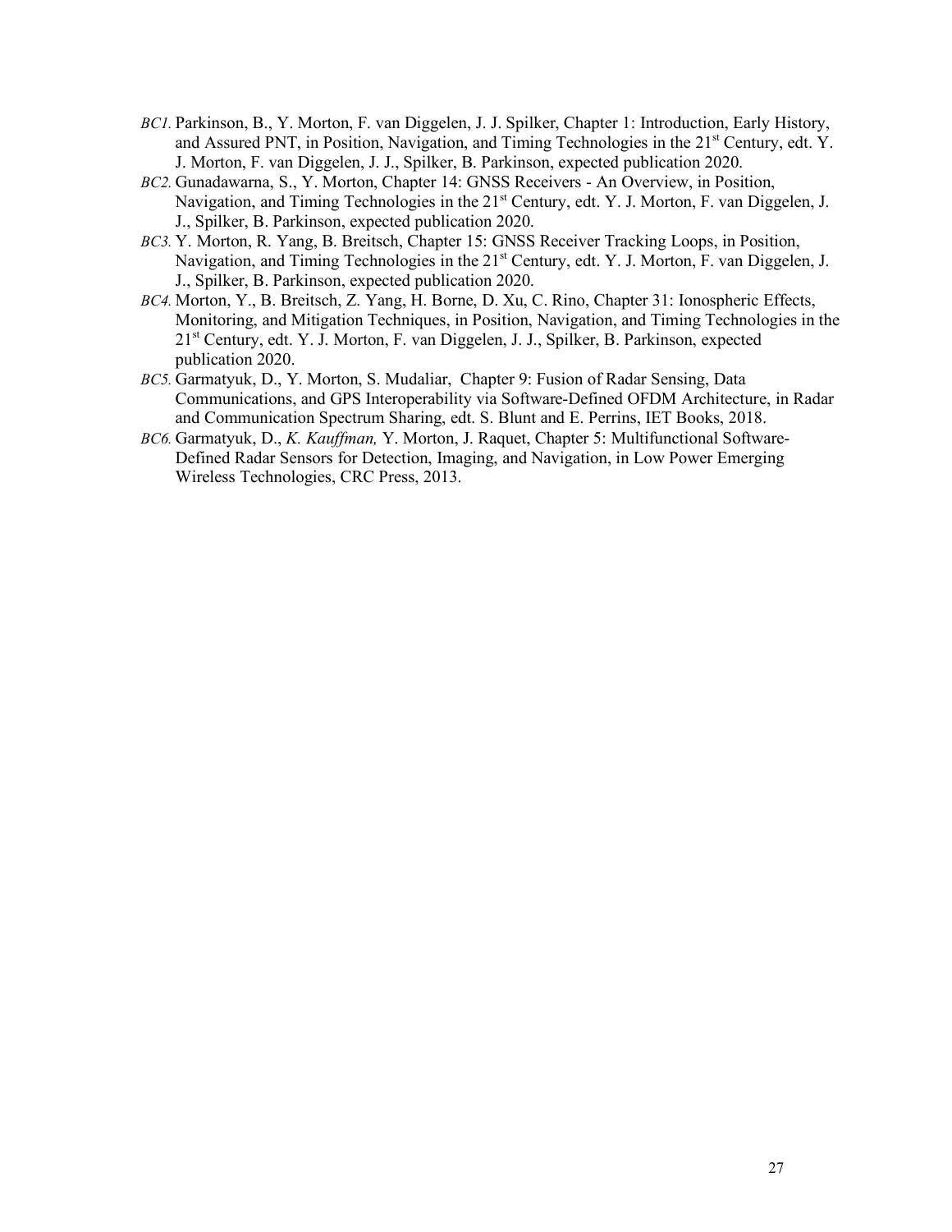- *BC1.* Parkinson, B., Y. Morton, F. van Diggelen, J. J. Spilker, Chapter 1: Introduction, Early History, and Assured PNT, in Position, Navigation, and Timing Technologies in the 21st Century, edt. Y. J. Morton, F. van Diggelen, J. J., Spilker, B. Parkinson, expected publication 2020.
- *BC2.* Gunadawarna, S., Y. Morton, Chapter 14: GNSS Receivers - An Overview, in Position, Navigation, and Timing Technologies in the 21st Century, edt. Y. J. Morton, F. van Diggelen, J. J., Spilker, B. Parkinson, expected publication 2020.
- *BC3.* Y. Morton, R. Yang, B. Breitsch, Chapter 15: GNSS Receiver Tracking Loops, in Position, Navigation, and Timing Technologies in the 21st Century, edt. Y. J. Morton, F. van Diggelen, J. J., Spilker, B. Parkinson, expected publication 2020.
- *BC4.* Morton, Y., B. Breitsch, Z. Yang, H. Borne, D. Xu, C. Rino, Chapter 31: Ionospheric Effects, Monitoring, and Mitigation Techniques, in Position, Navigation, and Timing Technologies in the 21st Century, edt. Y. J. Morton, F. van Diggelen, J. J., Spilker, B. Parkinson, expected publication 2020.
- *BC5.* Garmatyuk, D., Y. Morton, S. Mudaliar, Chapter 9: Fusion of Radar Sensing, Data Communications, and GPS Interoperability via Software-Defined OFDM Architecture, in Radar and Communication Spectrum Sharing, edt. S. Blunt and E. Perrins, IET Books, 2018.
- *BC6.* Garmatyuk, D., *K. Kauffman,* Y. Morton, J. Raquet, Chapter 5: Multifunctional Software-Defined Radar Sensors for Detection, Imaging, and Navigation, in Low Power Emerging Wireless Technologies, CRC Press, 2013.